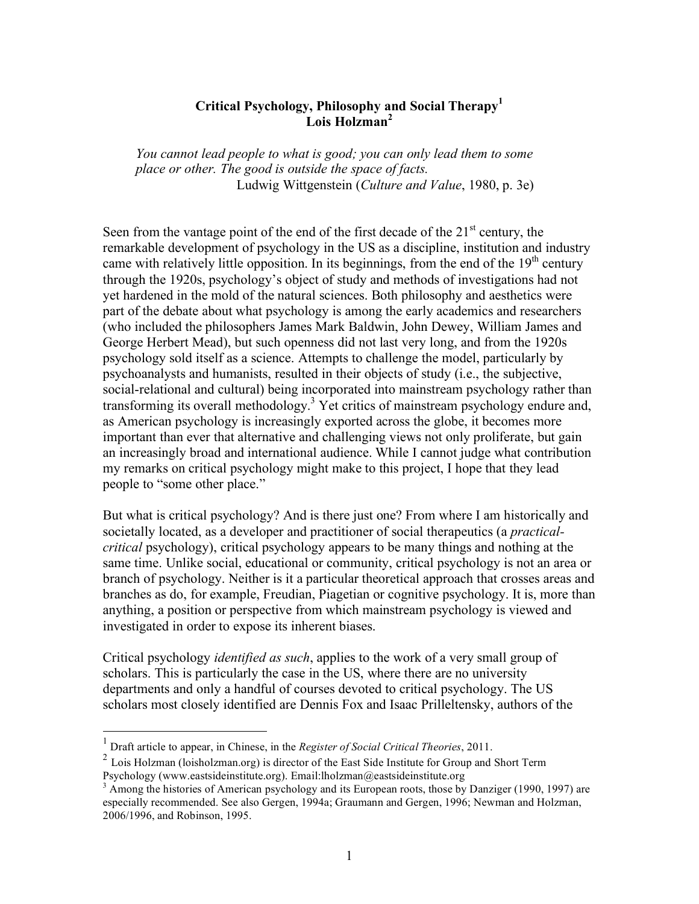# Critical Psychology, Philosophy and Social Therapy[1]
## Lois Holzman[2]

> *You cannot lead people to what is good; you can only lead them to some place or other. The good is outside the space of facts.*
> Ludwig Wittgenstein (*Culture and Value*, 1980, p. 3e)

Seen from the vantage point of the end of the first decade of the 21st century, the remarkable development of psychology in the US as a discipline, institution and industry came with relatively little opposition. In its beginnings, from the end of the 19th century through the 1920s, psychology's object of study and methods of investigations had not yet hardened in the mold of the natural sciences. Both philosophy and aesthetics were part of the debate about what psychology is among the early academics and researchers (who included the philosophers James Mark Baldwin, John Dewey, William James and George Herbert Mead), but such openness did not last very long, and from the 1920s psychology sold itself as a science. Attempts to challenge the model, particularly by psychoanalysts and humanists, resulted in their objects of study (i.e., the subjective, social-relational and cultural) being incorporated into mainstream psychology rather than transforming its overall methodology.[3] Yet critics of mainstream psychology endure and, as American psychology is increasingly exported across the globe, it becomes more important than ever that alternative and challenging views not only proliferate, but gain an increasingly broad and international audience. While I cannot judge what contribution my remarks on critical psychology might make to this project, I hope that they lead people to "some other place."

But what is critical psychology? And is there just one? From where I am historically and societally located, as a developer and practitioner of social therapeutics (a *practical-critical* psychology), critical psychology appears to be many things and nothing at the same time. Unlike social, educational or community, critical psychology is not an area or branch of psychology. Neither is it a particular theoretical approach that crosses areas and branches as do, for example, Freudian, Piagetian or cognitive psychology. It is, more than anything, a position or perspective from which mainstream psychology is viewed and investigated in order to expose its inherent biases.

Critical psychology *identified as such*, applies to the work of a very small group of scholars. This is particularly the case in the US, where there are no university departments and only a handful of courses devoted to critical psychology. The US scholars most closely identified are Dennis Fox and Isaac Prilleltensky, authors of the

---

[1] Draft article to appear, in Chinese, in the *Register of Social Critical Theories*, 2011.

[2] Lois Holzman (loisholzman.org) is director of the East Side Institute for Group and Short Term Psychology (www.eastsideinstitute.org). Email:lholzman@eastsideinstitute.org

[3] Among the histories of American psychology and its European roots, those by Danziger (1990, 1997) are especially recommended. See also Gergen, 1994a; Graumann and Gergen, 1996; Newman and Holzman, 2006/1996, and Robinson, 1995.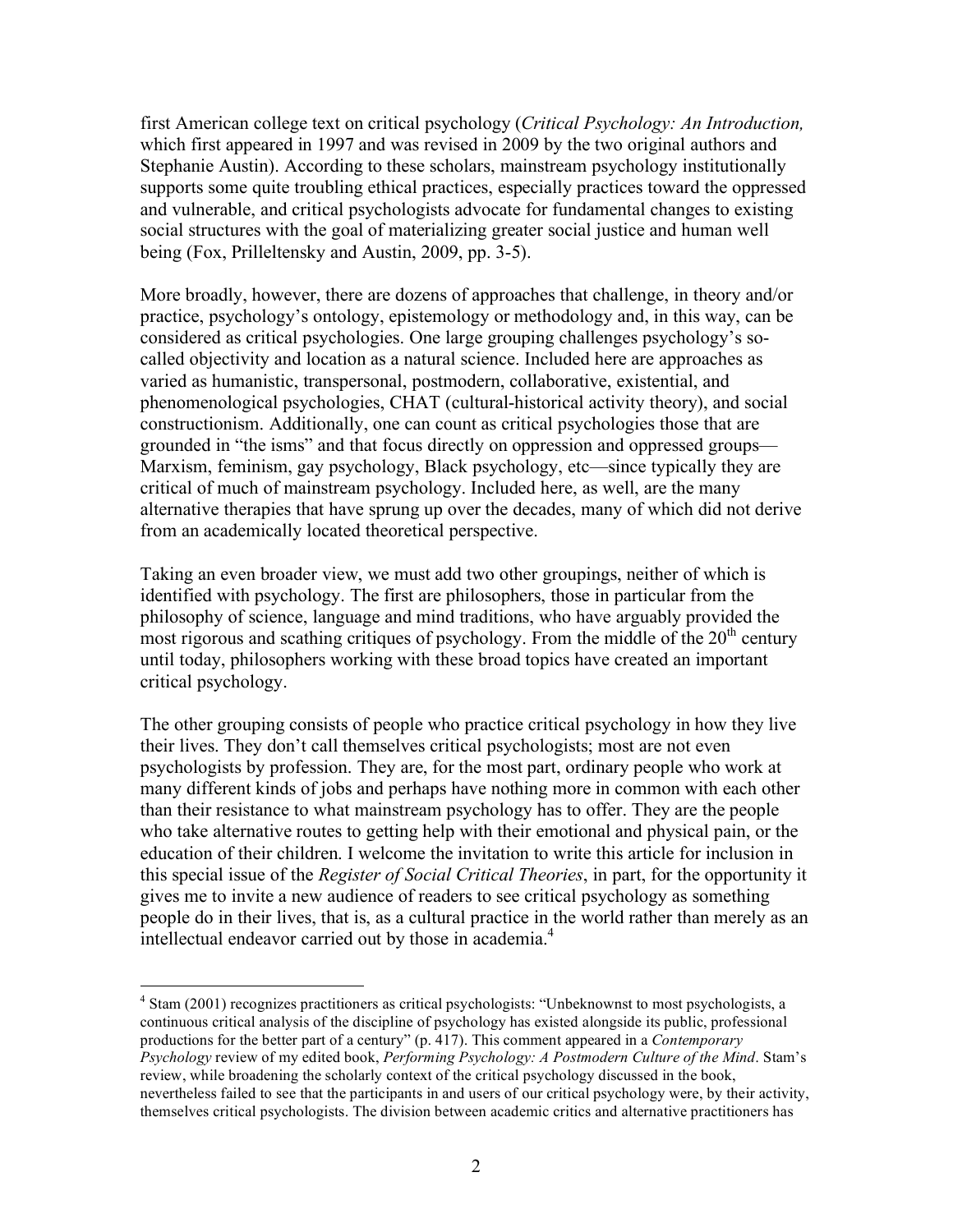first American college text on critical psychology (*Critical Psychology: An Introduction,* which first appeared in 1997 and was revised in 2009 by the two original authors and Stephanie Austin). According to these scholars, mainstream psychology institutionally supports some quite troubling ethical practices, especially practices toward the oppressed and vulnerable, and critical psychologists advocate for fundamental changes to existing social structures with the goal of materializing greater social justice and human well being (Fox, Prilleltensky and Austin, 2009, pp. 3-5).

More broadly, however, there are dozens of approaches that challenge, in theory and/or practice, psychology's ontology, epistemology or methodology and, in this way, can be considered as critical psychologies. One large grouping challenges psychology's so-called objectivity and location as a natural science. Included here are approaches as varied as humanistic, transpersonal, postmodern, collaborative, existential, and phenomenological psychologies, CHAT (cultural-historical activity theory), and social constructionism. Additionally, one can count as critical psychologies those that are grounded in "the isms" and that focus directly on oppression and oppressed groups—Marxism, feminism, gay psychology, Black psychology, etc—since typically they are critical of much of mainstream psychology. Included here, as well, are the many alternative therapies that have sprung up over the decades, many of which did not derive from an academically located theoretical perspective.

Taking an even broader view, we must add two other groupings, neither of which is identified with psychology. The first are philosophers, those in particular from the philosophy of science, language and mind traditions, who have arguably provided the most rigorous and scathing critiques of psychology. From the middle of the 20th century until today, philosophers working with these broad topics have created an important critical psychology.

The other grouping consists of people who practice critical psychology in how they live their lives. They don't call themselves critical psychologists; most are not even psychologists by profession. They are, for the most part, ordinary people who work at many different kinds of jobs and perhaps have nothing more in common with each other than their resistance to what mainstream psychology has to offer. They are the people who take alternative routes to getting help with their emotional and physical pain, or the education of their children. I welcome the invitation to write this article for inclusion in this special issue of the *Register of Social Critical Theories*, in part, for the opportunity it gives me to invite a new audience of readers to see critical psychology as something people do in their lives, that is, as a cultural practice in the world rather than merely as an intellectual endeavor carried out by those in academia.[4]

---

[4] Stam (2001) recognizes practitioners as critical psychologists: "Unbeknownst to most psychologists, a continuous critical analysis of the discipline of psychology has existed alongside its public, professional productions for the better part of a century" (p. 417). This comment appeared in a *Contemporary Psychology* review of my edited book, *Performing Psychology: A Postmodern Culture of the Mind*. Stam's review, while broadening the scholarly context of the critical psychology discussed in the book, nevertheless failed to see that the participants in and users of our critical psychology were, by their activity, themselves critical psychologists. The division between academic critics and alternative practitioners has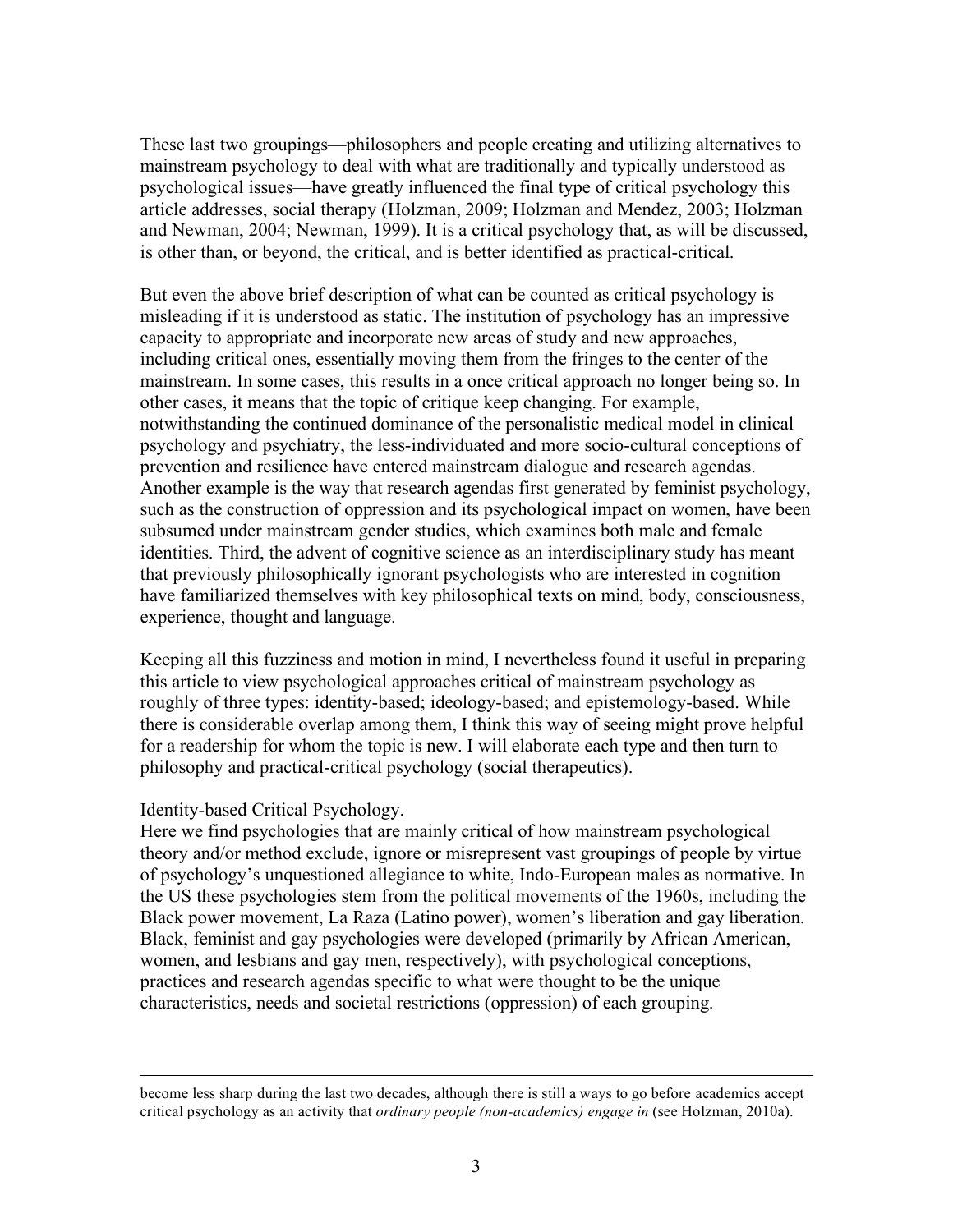These last two groupings—philosophers and people creating and utilizing alternatives to mainstream psychology to deal with what are traditionally and typically understood as psychological issues—have greatly influenced the final type of critical psychology this article addresses, social therapy (Holzman, 2009; Holzman and Mendez, 2003; Holzman and Newman, 2004; Newman, 1999). It is a critical psychology that, as will be discussed, is other than, or beyond, the critical, and is better identified as practical-critical.

But even the above brief description of what can be counted as critical psychology is misleading if it is understood as static. The institution of psychology has an impressive capacity to appropriate and incorporate new areas of study and new approaches, including critical ones, essentially moving them from the fringes to the center of the mainstream. In some cases, this results in a once critical approach no longer being so. In other cases, it means that the topic of critique keep changing. For example, notwithstanding the continued dominance of the personalistic medical model in clinical psychology and psychiatry, the less-individuated and more socio-cultural conceptions of prevention and resilience have entered mainstream dialogue and research agendas. Another example is the way that research agendas first generated by feminist psychology, such as the construction of oppression and its psychological impact on women, have been subsumed under mainstream gender studies, which examines both male and female identities. Third, the advent of cognitive science as an interdisciplinary study has meant that previously philosophically ignorant psychologists who are interested in cognition have familiarized themselves with key philosophical texts on mind, body, consciousness, experience, thought and language.

Keeping all this fuzziness and motion in mind, I nevertheless found it useful in preparing this article to view psychological approaches critical of mainstream psychology as roughly of three types: identity-based; ideology-based; and epistemology-based. While there is considerable overlap among them, I think this way of seeing might prove helpful for a readership for whom the topic is new. I will elaborate each type and then turn to philosophy and practical-critical psychology (social therapeutics).

Identity-based Critical Psychology.

Here we find psychologies that are mainly critical of how mainstream psychological theory and/or method exclude, ignore or misrepresent vast groupings of people by virtue of psychology's unquestioned allegiance to white, Indo-European males as normative. In the US these psychologies stem from the political movements of the 1960s, including the Black power movement, La Raza (Latino power), women's liberation and gay liberation. Black, feminist and gay psychologies were developed (primarily by African American, women, and lesbians and gay men, respectively), with psychological conceptions, practices and research agendas specific to what were thought to be the unique characteristics, needs and societal restrictions (oppression) of each grouping.

---

become less sharp during the last two decades, although there is still a ways to go before academics accept critical psychology as an activity that *ordinary people (non-academics) engage in* (see Holzman, 2010a).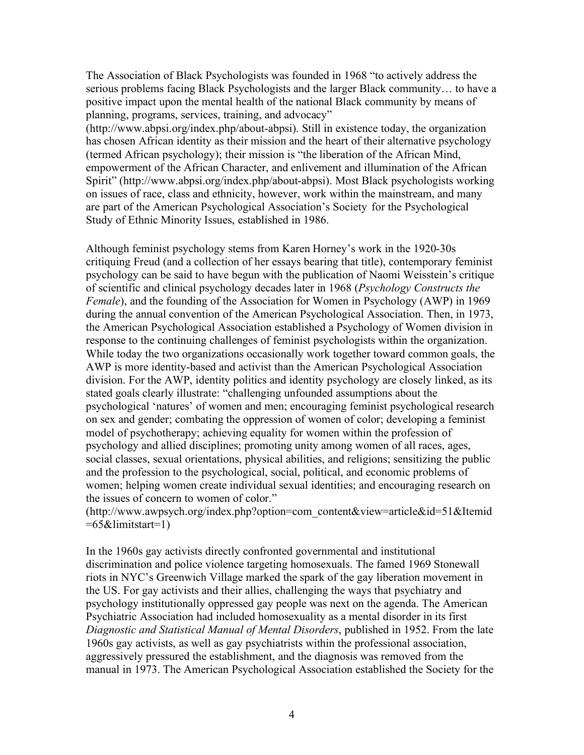The Association of Black Psychologists was founded in 1968 "to actively address the serious problems facing Black Psychologists and the larger Black community… to have a positive impact upon the mental health of the national Black community by means of planning, programs, services, training, and advocacy" (http://www.abpsi.org/index.php/about-abpsi). Still in existence today, the organization has chosen African identity as their mission and the heart of their alternative psychology (termed African psychology); their mission is "the liberation of the African Mind, empowerment of the African Character, and enlivement and illumination of the African Spirit" (http://www.abpsi.org/index.php/about-abpsi). Most Black psychologists working on issues of race, class and ethnicity, however, work within the mainstream, and many are part of the American Psychological Association's Society for the Psychological Study of Ethnic Minority Issues, established in 1986.

Although feminist psychology stems from Karen Horney's work in the 1920-30s critiquing Freud (and a collection of her essays bearing that title), contemporary feminist psychology can be said to have begun with the publication of Naomi Weisstein's critique of scientific and clinical psychology decades later in 1968 (*Psychology Constructs the Female*), and the founding of the Association for Women in Psychology (AWP) in 1969 during the annual convention of the American Psychological Association. Then, in 1973, the American Psychological Association established a Psychology of Women division in response to the continuing challenges of feminist psychologists within the organization. While today the two organizations occasionally work together toward common goals, the AWP is more identity-based and activist than the American Psychological Association division. For the AWP, identity politics and identity psychology are closely linked, as its stated goals clearly illustrate: "challenging unfounded assumptions about the psychological 'natures' of women and men; encouraging feminist psychological research on sex and gender; combating the oppression of women of color; developing a feminist model of psychotherapy; achieving equality for women within the profession of psychology and allied disciplines; promoting unity among women of all races, ages, social classes, sexual orientations, physical abilities, and religions; sensitizing the public and the profession to the psychological, social, political, and economic problems of women; helping women create individual sexual identities; and encouraging research on the issues of concern to women of color." (http://www.awpsych.org/index.php?option=com_content&view=article&id=51&Itemid=65&limitstart=1)

In the 1960s gay activists directly confronted governmental and institutional discrimination and police violence targeting homosexuals. The famed 1969 Stonewall riots in NYC's Greenwich Village marked the spark of the gay liberation movement in the US. For gay activists and their allies, challenging the ways that psychiatry and psychology institutionally oppressed gay people was next on the agenda. The American Psychiatric Association had included homosexuality as a mental disorder in its first *Diagnostic and Statistical Manual of Mental Disorders*, published in 1952. From the late 1960s gay activists, as well as gay psychiatrists within the professional association, aggressively pressured the establishment, and the diagnosis was removed from the manual in 1973. The American Psychological Association established the Society for the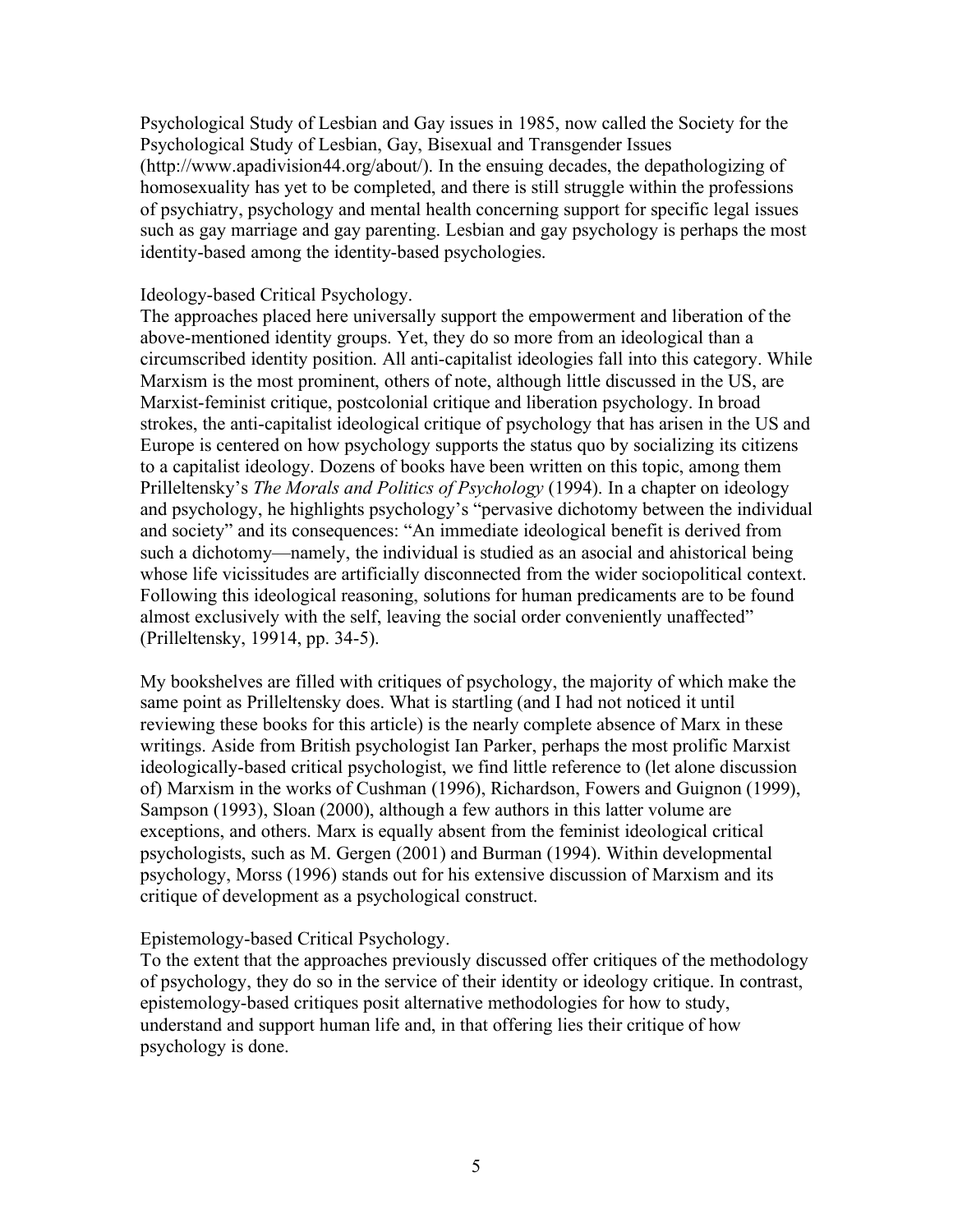Psychological Study of Lesbian and Gay issues in 1985, now called the Society for the Psychological Study of Lesbian, Gay, Bisexual and Transgender Issues (http://www.apadivision44.org/about/). In the ensuing decades, the depathologizing of homosexuality has yet to be completed, and there is still struggle within the professions of psychiatry, psychology and mental health concerning support for specific legal issues such as gay marriage and gay parenting. Lesbian and gay psychology is perhaps the most identity-based among the identity-based psychologies.

Ideology-based Critical Psychology.

The approaches placed here universally support the empowerment and liberation of the above-mentioned identity groups. Yet, they do so more from an ideological than a circumscribed identity position. All anti-capitalist ideologies fall into this category. While Marxism is the most prominent, others of note, although little discussed in the US, are Marxist-feminist critique, postcolonial critique and liberation psychology. In broad strokes, the anti-capitalist ideological critique of psychology that has arisen in the US and Europe is centered on how psychology supports the status quo by socializing its citizens to a capitalist ideology. Dozens of books have been written on this topic, among them Prilleltensky's *The Morals and Politics of Psychology* (1994). In a chapter on ideology and psychology, he highlights psychology's "pervasive dichotomy between the individual and society" and its consequences: "An immediate ideological benefit is derived from such a dichotomy—namely, the individual is studied as an asocial and ahistorical being whose life vicissitudes are artificially disconnected from the wider sociopolitical context. Following this ideological reasoning, solutions for human predicaments are to be found almost exclusively with the self, leaving the social order conveniently unaffected" (Prilleltensky, 19914, pp. 34-5).

My bookshelves are filled with critiques of psychology, the majority of which make the same point as Prilleltensky does. What is startling (and I had not noticed it until reviewing these books for this article) is the nearly complete absence of Marx in these writings. Aside from British psychologist Ian Parker, perhaps the most prolific Marxist ideologically-based critical psychologist, we find little reference to (let alone discussion of) Marxism in the works of Cushman (1996), Richardson, Fowers and Guignon (1999), Sampson (1993), Sloan (2000), although a few authors in this latter volume are exceptions, and others. Marx is equally absent from the feminist ideological critical psychologists, such as M. Gergen (2001) and Burman (1994). Within developmental psychology, Morss (1996) stands out for his extensive discussion of Marxism and its critique of development as a psychological construct.

Epistemology-based Critical Psychology.

To the extent that the approaches previously discussed offer critiques of the methodology of psychology, they do so in the service of their identity or ideology critique. In contrast, epistemology-based critiques posit alternative methodologies for how to study, understand and support human life and, in that offering lies their critique of how psychology is done.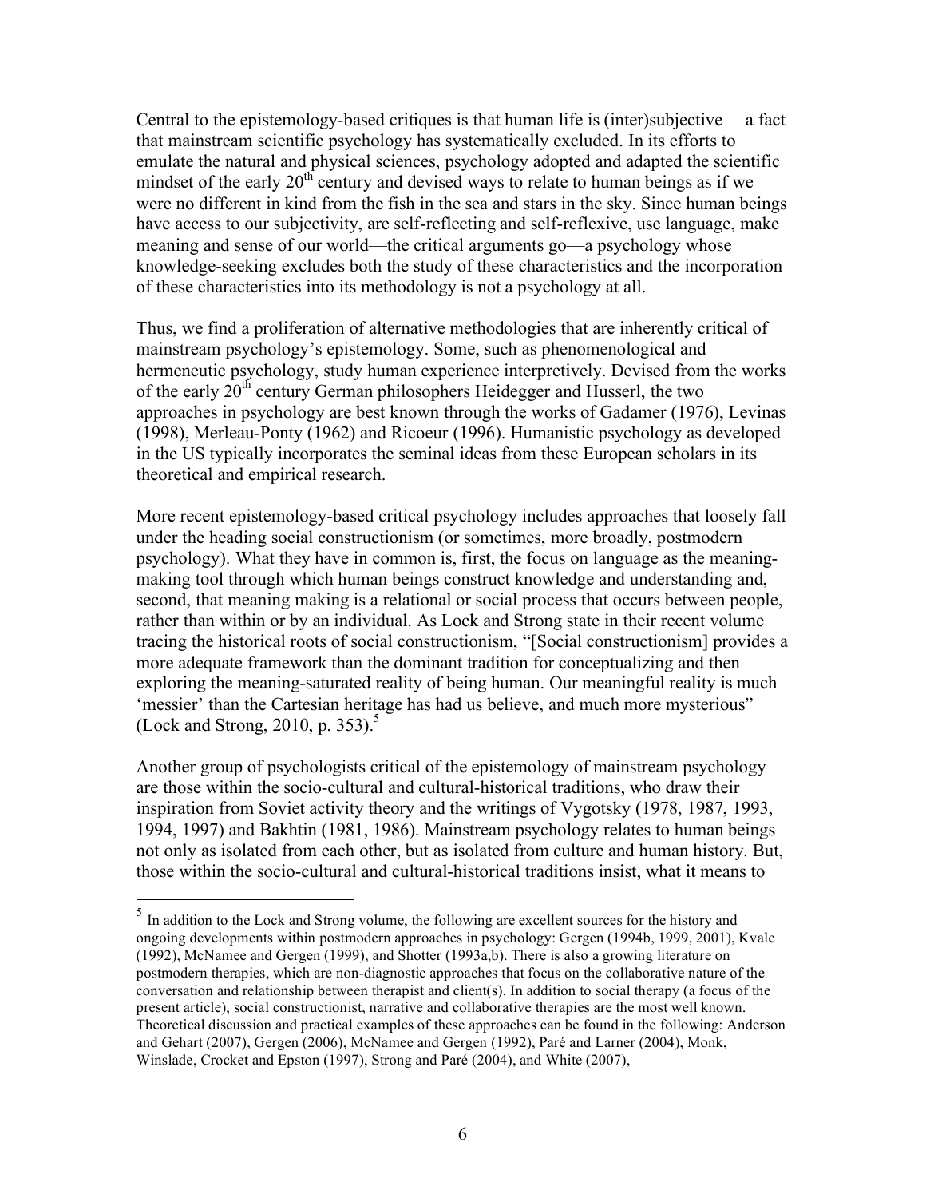Central to the epistemology-based critiques is that human life is (inter)subjective— a fact that mainstream scientific psychology has systematically excluded. In its efforts to emulate the natural and physical sciences, psychology adopted and adapted the scientific mindset of the early 20th century and devised ways to relate to human beings as if we were no different in kind from the fish in the sea and stars in the sky. Since human beings have access to our subjectivity, are self-reflecting and self-reflexive, use language, make meaning and sense of our world—the critical arguments go—a psychology whose knowledge-seeking excludes both the study of these characteristics and the incorporation of these characteristics into its methodology is not a psychology at all.

Thus, we find a proliferation of alternative methodologies that are inherently critical of mainstream psychology's epistemology. Some, such as phenomenological and hermeneutic psychology, study human experience interpretively. Devised from the works of the early 20th century German philosophers Heidegger and Husserl, the two approaches in psychology are best known through the works of Gadamer (1976), Levinas (1998), Merleau-Ponty (1962) and Ricoeur (1996). Humanistic psychology as developed in the US typically incorporates the seminal ideas from these European scholars in its theoretical and empirical research.

More recent epistemology-based critical psychology includes approaches that loosely fall under the heading social constructionism (or sometimes, more broadly, postmodern psychology). What they have in common is, first, the focus on language as the meaning-making tool through which human beings construct knowledge and understanding and, second, that meaning making is a relational or social process that occurs between people, rather than within or by an individual. As Lock and Strong state in their recent volume tracing the historical roots of social constructionism, "[Social constructionism] provides a more adequate framework than the dominant tradition for conceptualizing and then exploring the meaning-saturated reality of being human. Our meaningful reality is much 'messier' than the Cartesian heritage has had us believe, and much more mysterious" (Lock and Strong, 2010, p. 353).[5]

Another group of psychologists critical of the epistemology of mainstream psychology are those within the socio-cultural and cultural-historical traditions, who draw their inspiration from Soviet activity theory and the writings of Vygotsky (1978, 1987, 1993, 1994, 1997) and Bakhtin (1981, 1986). Mainstream psychology relates to human beings not only as isolated from each other, but as isolated from culture and human history. But, those within the socio-cultural and cultural-historical traditions insist, what it means to

---

[5] In addition to the Lock and Strong volume, the following are excellent sources for the history and ongoing developments within postmodern approaches in psychology: Gergen (1994b, 1999, 2001), Kvale (1992), McNamee and Gergen (1999), and Shotter (1993a,b). There is also a growing literature on postmodern therapies, which are non-diagnostic approaches that focus on the collaborative nature of the conversation and relationship between therapist and client(s). In addition to social therapy (a focus of the present article), social constructionist, narrative and collaborative therapies are the most well known. Theoretical discussion and practical examples of these approaches can be found in the following: Anderson and Gehart (2007), Gergen (2006), McNamee and Gergen (1992), Paré and Larner (2004), Monk, Winslade, Crocket and Epston (1997), Strong and Paré (2004), and White (2007),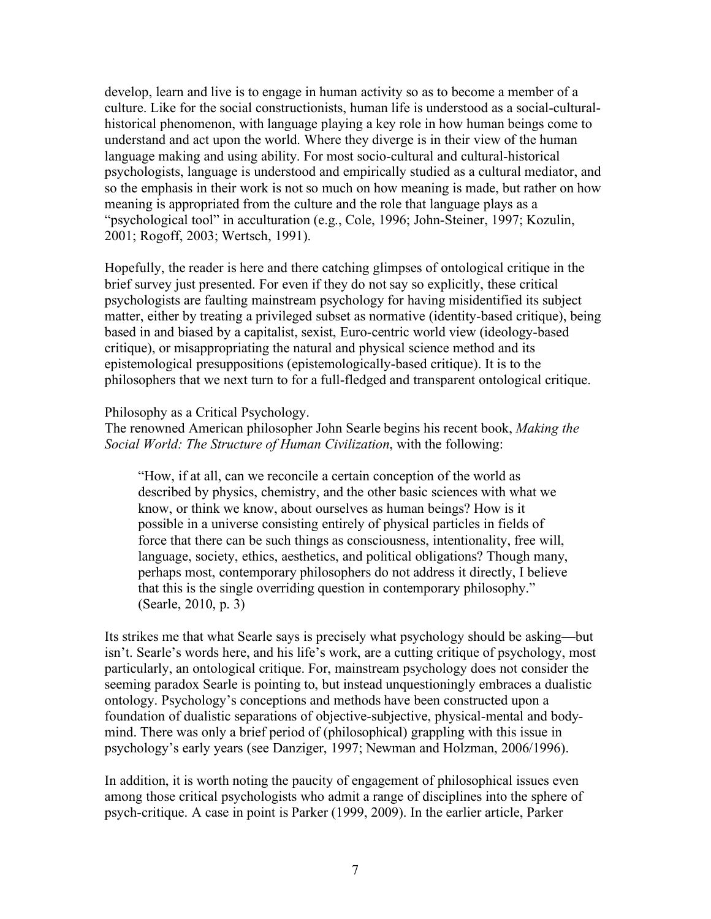develop, learn and live is to engage in human activity so as to become a member of a culture. Like for the social constructionists, human life is understood as a social-cultural-historical phenomenon, with language playing a key role in how human beings come to understand and act upon the world. Where they diverge is in their view of the human language making and using ability. For most socio-cultural and cultural-historical psychologists, language is understood and empirically studied as a cultural mediator, and so the emphasis in their work is not so much on how meaning is made, but rather on how meaning is appropriated from the culture and the role that language plays as a "psychological tool" in acculturation (e.g., Cole, 1996; John-Steiner, 1997; Kozulin, 2001; Rogoff, 2003; Wertsch, 1991).

Hopefully, the reader is here and there catching glimpses of ontological critique in the brief survey just presented. For even if they do not say so explicitly, these critical psychologists are faulting mainstream psychology for having misidentified its subject matter, either by treating a privileged subset as normative (identity-based critique), being based in and biased by a capitalist, sexist, Euro-centric world view (ideology-based critique), or misappropriating the natural and physical science method and its epistemological presuppositions (epistemologically-based critique). It is to the philosophers that we next turn to for a full-fledged and transparent ontological critique.

Philosophy as a Critical Psychology.

The renowned American philosopher John Searle begins his recent book, *Making the Social World: The Structure of Human Civilization*, with the following:

> "How, if at all, can we reconcile a certain conception of the world as described by physics, chemistry, and the other basic sciences with what we know, or think we know, about ourselves as human beings? How is it possible in a universe consisting entirely of physical particles in fields of force that there can be such things as consciousness, intentionality, free will, language, society, ethics, aesthetics, and political obligations? Though many, perhaps most, contemporary philosophers do not address it directly, I believe that this is the single overriding question in contemporary philosophy." (Searle, 2010, p. 3)

Its strikes me that what Searle says is precisely what psychology should be asking—but isn't. Searle's words here, and his life's work, are a cutting critique of psychology, most particularly, an ontological critique. For, mainstream psychology does not consider the seeming paradox Searle is pointing to, but instead unquestioningly embraces a dualistic ontology. Psychology's conceptions and methods have been constructed upon a foundation of dualistic separations of objective-subjective, physical-mental and body-mind. There was only a brief period of (philosophical) grappling with this issue in psychology's early years (see Danziger, 1997; Newman and Holzman, 2006/1996).

In addition, it is worth noting the paucity of engagement of philosophical issues even among those critical psychologists who admit a range of disciplines into the sphere of psych-critique. A case in point is Parker (1999, 2009). In the earlier article, Parker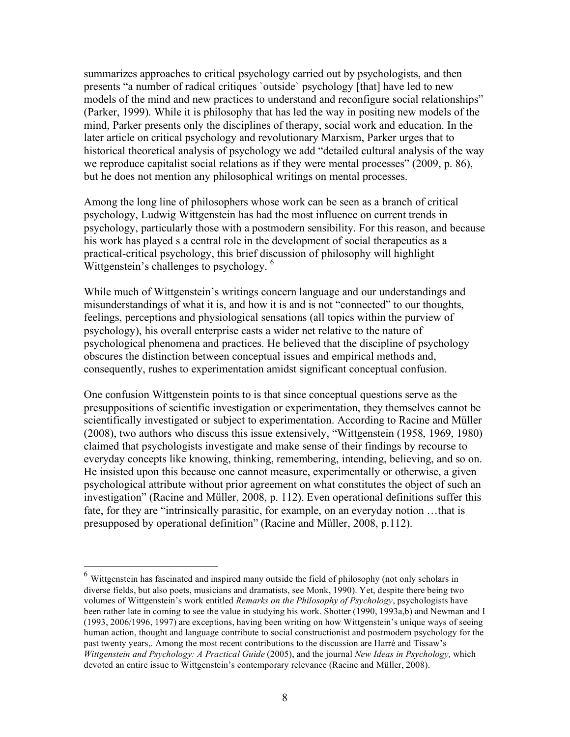summarizes approaches to critical psychology carried out by psychologists, and then presents "a number of radical critiques `outside` psychology [that] have led to new models of the mind and new practices to understand and reconfigure social relationships" (Parker, 1999). While it is philosophy that has led the way in positing new models of the mind, Parker presents only the disciplines of therapy, social work and education. In the later article on critical psychology and revolutionary Marxism, Parker urges that to historical theoretical analysis of psychology we add "detailed cultural analysis of the way we reproduce capitalist social relations as if they were mental processes" (2009, p. 86), but he does not mention any philosophical writings on mental processes.

Among the long line of philosophers whose work can be seen as a branch of critical psychology, Ludwig Wittgenstein has had the most influence on current trends in psychology, particularly those with a postmodern sensibility. For this reason, and because his work has played s a central role in the development of social therapeutics as a practical-critical psychology, this brief discussion of philosophy will highlight Wittgenstein's challenges to psychology. [6]

While much of Wittgenstein's writings concern language and our understandings and misunderstandings of what it is, and how it is and is not "connected" to our thoughts, feelings, perceptions and physiological sensations (all topics within the purview of psychology), his overall enterprise casts a wider net relative to the nature of psychological phenomena and practices. He believed that the discipline of psychology obscures the distinction between conceptual issues and empirical methods and, consequently, rushes to experimentation amidst significant conceptual confusion.

One confusion Wittgenstein points to is that since conceptual questions serve as the presuppositions of scientific investigation or experimentation, they themselves cannot be scientifically investigated or subject to experimentation. According to Racine and Müller (2008), two authors who discuss this issue extensively, "Wittgenstein (1958, 1969, 1980) claimed that psychologists investigate and make sense of their findings by recourse to everyday concepts like knowing, thinking, remembering, intending, believing, and so on. He insisted upon this because one cannot measure, experimentally or otherwise, a given psychological attribute without prior agreement on what constitutes the object of such an investigation" (Racine and Müller, 2008, p. 112). Even operational definitions suffer this fate, for they are "intrinsically parasitic, for example, on an everyday notion …that is presupposed by operational definition" (Racine and Müller, 2008, p.112).

---

[6] Wittgenstein has fascinated and inspired many outside the field of philosophy (not only scholars in diverse fields, but also poets, musicians and dramatists, see Monk, 1990). Yet, despite there being two volumes of Wittgenstein's work entitled *Remarks on the Philosophy of Psychology*, psychologists have been rather late in coming to see the value in studying his work. Shotter (1990, 1993a,b) and Newman and I (1993, 2006/1996, 1997) are exceptions, having been writing on how Wittgenstein's unique ways of seeing human action, thought and language contribute to social constructionist and postmodern psychology for the past twenty years,. Among the most recent contributions to the discussion are Harré and Tissaw's *Wittgenstein and Psychology: A Practical Guide* (2005), and the journal *New Ideas in Psychology,* which devoted an entire issue to Wittgenstein's contemporary relevance (Racine and Müller, 2008).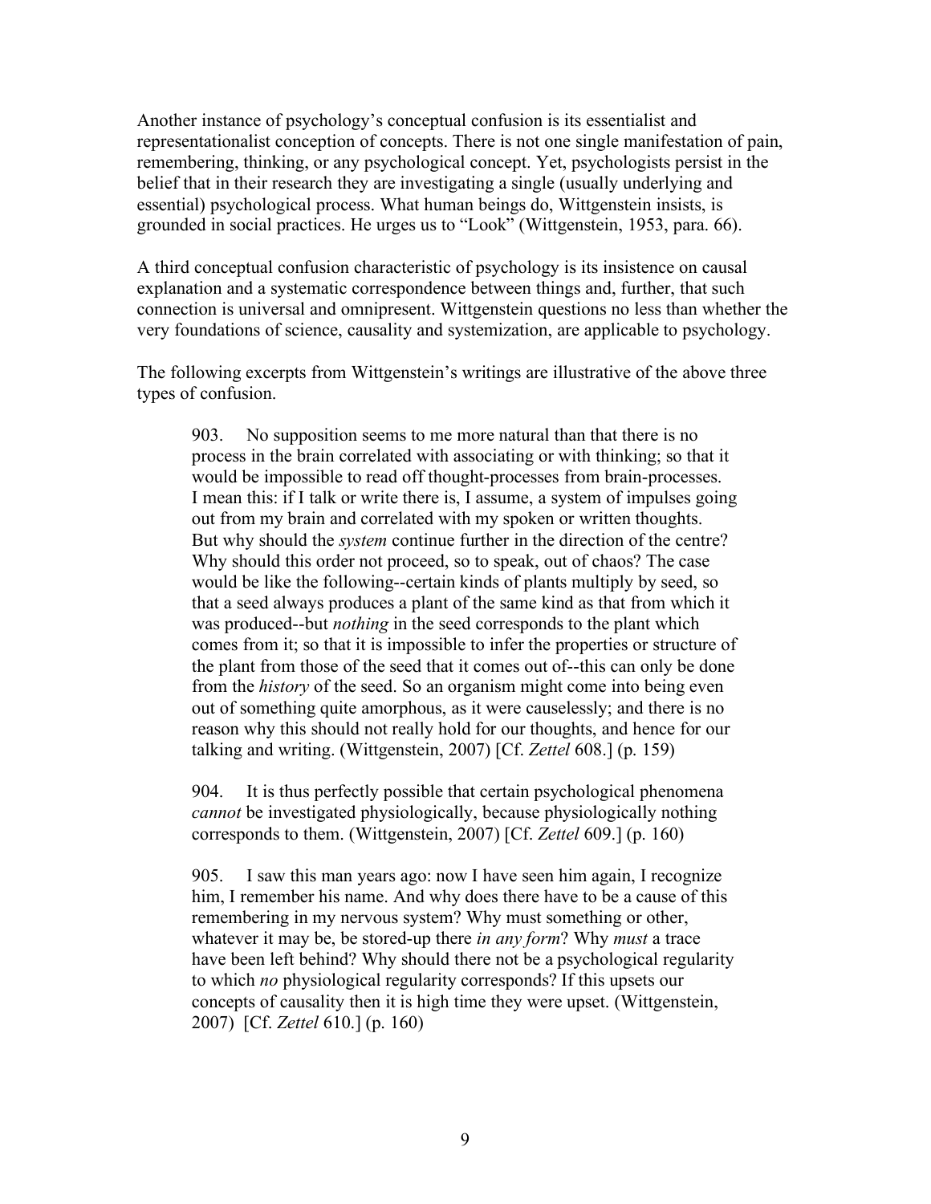Another instance of psychology's conceptual confusion is its essentialist and representationalist conception of concepts. There is not one single manifestation of pain, remembering, thinking, or any psychological concept. Yet, psychologists persist in the belief that in their research they are investigating a single (usually underlying and essential) psychological process. What human beings do, Wittgenstein insists, is grounded in social practices. He urges us to "Look" (Wittgenstein, 1953, para. 66).

A third conceptual confusion characteristic of psychology is its insistence on causal explanation and a systematic correspondence between things and, further, that such connection is universal and omnipresent. Wittgenstein questions no less than whether the very foundations of science, causality and systemization, are applicable to psychology.

The following excerpts from Wittgenstein's writings are illustrative of the above three types of confusion.

> 903. No supposition seems to me more natural than that there is no process in the brain correlated with associating or with thinking; so that it would be impossible to read off thought-processes from brain-processes. I mean this: if I talk or write there is, I assume, a system of impulses going out from my brain and correlated with my spoken or written thoughts. But why should the *system* continue further in the direction of the centre? Why should this order not proceed, so to speak, out of chaos? The case would be like the following--certain kinds of plants multiply by seed, so that a seed always produces a plant of the same kind as that from which it was produced--but *nothing* in the seed corresponds to the plant which comes from it; so that it is impossible to infer the properties or structure of the plant from those of the seed that it comes out of--this can only be done from the *history* of the seed. So an organism might come into being even out of something quite amorphous, as it were causelessly; and there is no reason why this should not really hold for our thoughts, and hence for our talking and writing. (Wittgenstein, 2007) [Cf. *Zettel* 608.] (p. 159)

> 904. It is thus perfectly possible that certain psychological phenomena *cannot* be investigated physiologically, because physiologically nothing corresponds to them. (Wittgenstein, 2007) [Cf. *Zettel* 609.] (p. 160)

> 905. I saw this man years ago: now I have seen him again, I recognize him, I remember his name. And why does there have to be a cause of this remembering in my nervous system? Why must something or other, whatever it may be, be stored-up there *in any form*? Why *must* a trace have been left behind? Why should there not be a psychological regularity to which *no* physiological regularity corresponds? If this upsets our concepts of causality then it is high time they were upset. (Wittgenstein, 2007) [Cf. *Zettel* 610.] (p. 160)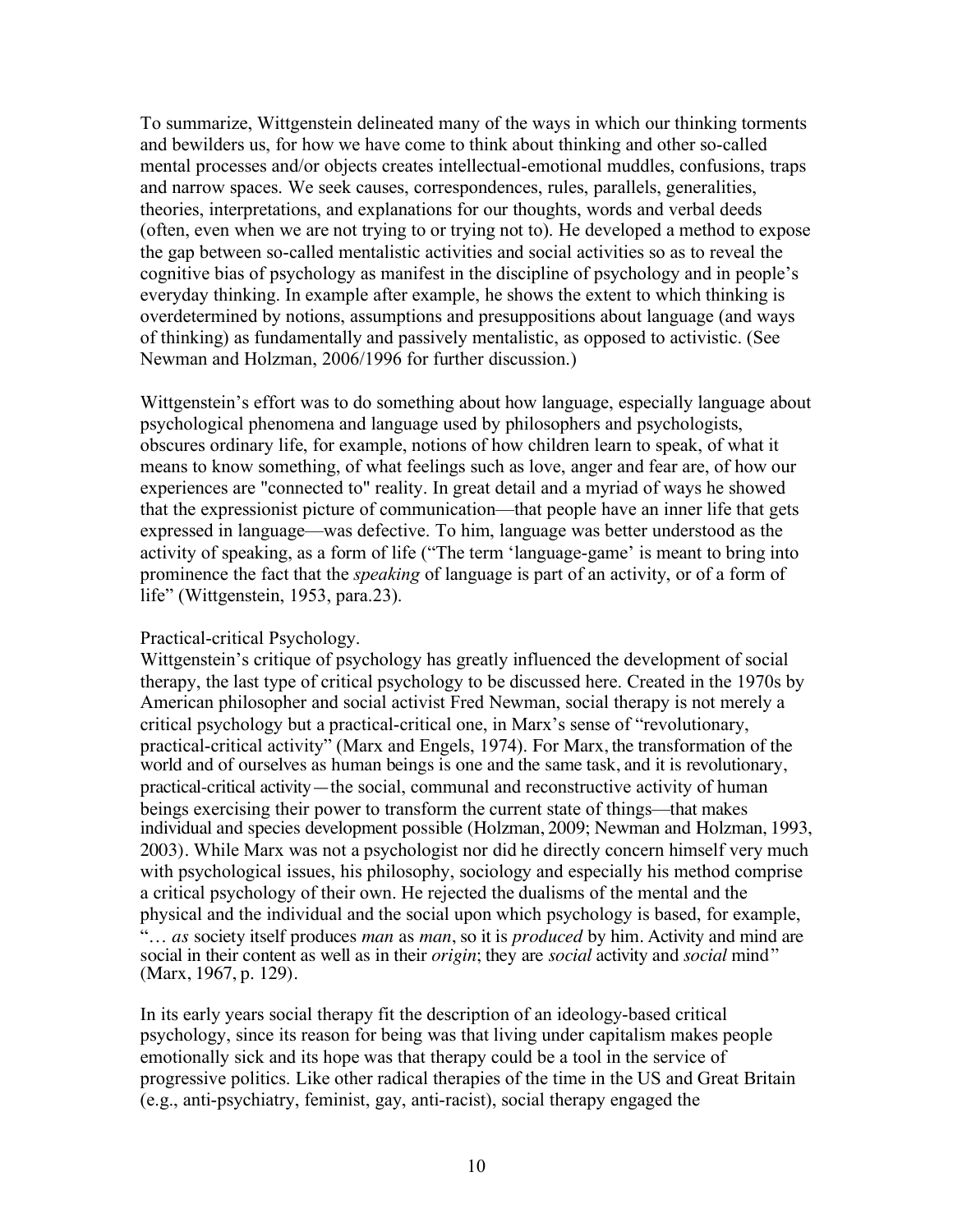To summarize, Wittgenstein delineated many of the ways in which our thinking torments and bewilders us, for how we have come to think about thinking and other so-called mental processes and/or objects creates intellectual-emotional muddles, confusions, traps and narrow spaces. We seek causes, correspondences, rules, parallels, generalities, theories, interpretations, and explanations for our thoughts, words and verbal deeds (often, even when we are not trying to or trying not to). He developed a method to expose the gap between so-called mentalistic activities and social activities so as to reveal the cognitive bias of psychology as manifest in the discipline of psychology and in people's everyday thinking. In example after example, he shows the extent to which thinking is overdetermined by notions, assumptions and presuppositions about language (and ways of thinking) as fundamentally and passively mentalistic, as opposed to activistic. (See Newman and Holzman, 2006/1996 for further discussion.)

Wittgenstein's effort was to do something about how language, especially language about psychological phenomena and language used by philosophers and psychologists, obscures ordinary life, for example, notions of how children learn to speak, of what it means to know something, of what feelings such as love, anger and fear are, of how our experiences are "connected to" reality. In great detail and a myriad of ways he showed that the expressionist picture of communication—that people have an inner life that gets expressed in language—was defective. To him, language was better understood as the activity of speaking, as a form of life ("The term 'language-game' is meant to bring into prominence the fact that the *speaking* of language is part of an activity, or of a form of life" (Wittgenstein, 1953, para.23).

Practical-critical Psychology.

Wittgenstein's critique of psychology has greatly influenced the development of social therapy, the last type of critical psychology to be discussed here. Created in the 1970s by American philosopher and social activist Fred Newman, social therapy is not merely a critical psychology but a practical-critical one, in Marx's sense of "revolutionary, practical-critical activity" (Marx and Engels, 1974). For Marx, the transformation of the world and of ourselves as human beings is one and the same task, and it is revolutionary, practical-critical activity—the social, communal and reconstructive activity of human beings exercising their power to transform the current state of things—that makes individual and species development possible (Holzman, 2009; Newman and Holzman, 1993, 2003). While Marx was not a psychologist nor did he directly concern himself very much with psychological issues, his philosophy, sociology and especially his method comprise a critical psychology of their own. He rejected the dualisms of the mental and the physical and the individual and the social upon which psychology is based, for example, "… *as* society itself produces *man* as *man*, so it is *produced* by him. Activity and mind are social in their content as well as in their *origin*; they are *social* activity and *social* mind" (Marx, 1967, p. 129).

In its early years social therapy fit the description of an ideology-based critical psychology, since its reason for being was that living under capitalism makes people emotionally sick and its hope was that therapy could be a tool in the service of progressive politics. Like other radical therapies of the time in the US and Great Britain (e.g., anti-psychiatry, feminist, gay, anti-racist), social therapy engaged the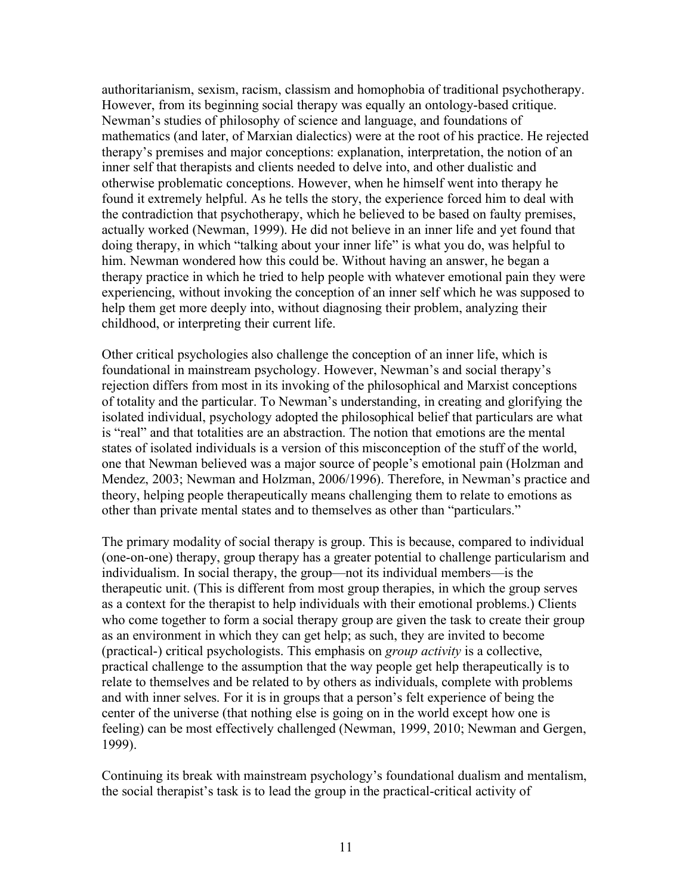authoritarianism, sexism, racism, classism and homophobia of traditional psychotherapy. However, from its beginning social therapy was equally an ontology-based critique. Newman's studies of philosophy of science and language, and foundations of mathematics (and later, of Marxian dialectics) were at the root of his practice. He rejected therapy's premises and major conceptions: explanation, interpretation, the notion of an inner self that therapists and clients needed to delve into, and other dualistic and otherwise problematic conceptions. However, when he himself went into therapy he found it extremely helpful. As he tells the story, the experience forced him to deal with the contradiction that psychotherapy, which he believed to be based on faulty premises, actually worked (Newman, 1999). He did not believe in an inner life and yet found that doing therapy, in which "talking about your inner life" is what you do, was helpful to him. Newman wondered how this could be. Without having an answer, he began a therapy practice in which he tried to help people with whatever emotional pain they were experiencing, without invoking the conception of an inner self which he was supposed to help them get more deeply into, without diagnosing their problem, analyzing their childhood, or interpreting their current life.

Other critical psychologies also challenge the conception of an inner life, which is foundational in mainstream psychology. However, Newman's and social therapy's rejection differs from most in its invoking of the philosophical and Marxist conceptions of totality and the particular. To Newman's understanding, in creating and glorifying the isolated individual, psychology adopted the philosophical belief that particulars are what is "real" and that totalities are an abstraction. The notion that emotions are the mental states of isolated individuals is a version of this misconception of the stuff of the world, one that Newman believed was a major source of people's emotional pain (Holzman and Mendez, 2003; Newman and Holzman, 2006/1996). Therefore, in Newman's practice and theory, helping people therapeutically means challenging them to relate to emotions as other than private mental states and to themselves as other than "particulars."

The primary modality of social therapy is group. This is because, compared to individual (one-on-one) therapy, group therapy has a greater potential to challenge particularism and individualism. In social therapy, the group—not its individual members—is the therapeutic unit. (This is different from most group therapies, in which the group serves as a context for the therapist to help individuals with their emotional problems.) Clients who come together to form a social therapy group are given the task to create their group as an environment in which they can get help; as such, they are invited to become (practical-) critical psychologists. This emphasis on *group activity* is a collective, practical challenge to the assumption that the way people get help therapeutically is to relate to themselves and be related to by others as individuals, complete with problems and with inner selves. For it is in groups that a person's felt experience of being the center of the universe (that nothing else is going on in the world except how one is feeling) can be most effectively challenged (Newman, 1999, 2010; Newman and Gergen, 1999).

Continuing its break with mainstream psychology's foundational dualism and mentalism, the social therapist's task is to lead the group in the practical-critical activity of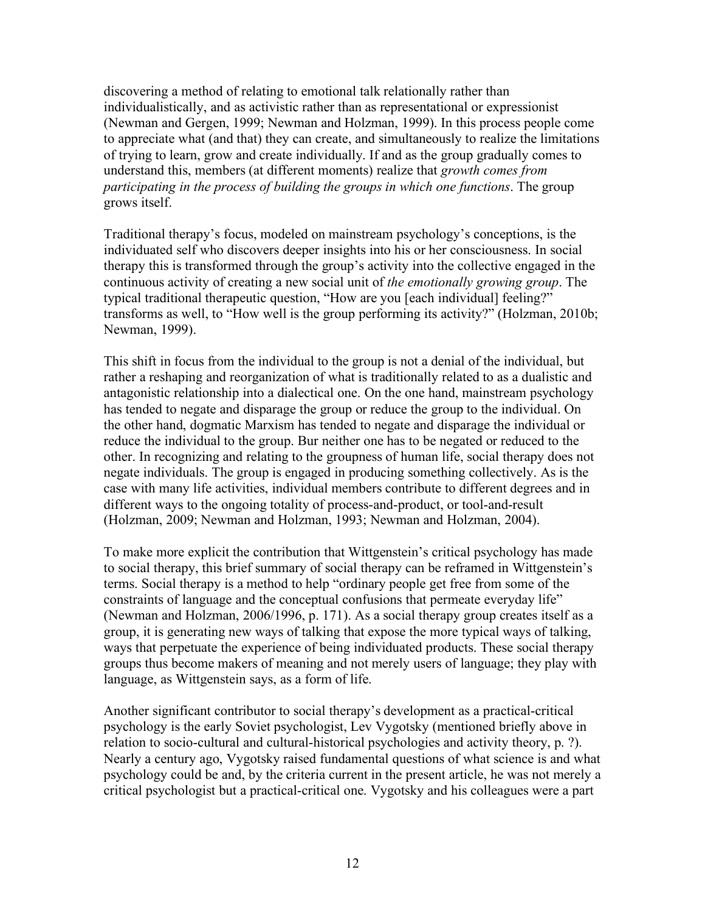discovering a method of relating to emotional talk relationally rather than individualistically, and as activistic rather than as representational or expressionist (Newman and Gergen, 1999; Newman and Holzman, 1999). In this process people come to appreciate what (and that) they can create, and simultaneously to realize the limitations of trying to learn, grow and create individually. If and as the group gradually comes to understand this, members (at different moments) realize that *growth comes from participating in the process of building the groups in which one functions*. The group grows itself.

Traditional therapy's focus, modeled on mainstream psychology's conceptions, is the individuated self who discovers deeper insights into his or her consciousness. In social therapy this is transformed through the group's activity into the collective engaged in the continuous activity of creating a new social unit of *the emotionally growing group*. The typical traditional therapeutic question, "How are you [each individual] feeling?" transforms as well, to "How well is the group performing its activity?" (Holzman, 2010b; Newman, 1999).

This shift in focus from the individual to the group is not a denial of the individual, but rather a reshaping and reorganization of what is traditionally related to as a dualistic and antagonistic relationship into a dialectical one. On the one hand, mainstream psychology has tended to negate and disparage the group or reduce the group to the individual. On the other hand, dogmatic Marxism has tended to negate and disparage the individual or reduce the individual to the group. Bur neither one has to be negated or reduced to the other. In recognizing and relating to the groupness of human life, social therapy does not negate individuals. The group is engaged in producing something collectively. As is the case with many life activities, individual members contribute to different degrees and in different ways to the ongoing totality of process-and-product, or tool-and-result (Holzman, 2009; Newman and Holzman, 1993; Newman and Holzman, 2004).

To make more explicit the contribution that Wittgenstein's critical psychology has made to social therapy, this brief summary of social therapy can be reframed in Wittgenstein's terms. Social therapy is a method to help "ordinary people get free from some of the constraints of language and the conceptual confusions that permeate everyday life" (Newman and Holzman, 2006/1996, p. 171). As a social therapy group creates itself as a group, it is generating new ways of talking that expose the more typical ways of talking, ways that perpetuate the experience of being individuated products. These social therapy groups thus become makers of meaning and not merely users of language; they play with language, as Wittgenstein says, as a form of life.

Another significant contributor to social therapy's development as a practical-critical psychology is the early Soviet psychologist, Lev Vygotsky (mentioned briefly above in relation to socio-cultural and cultural-historical psychologies and activity theory, p. ?). Nearly a century ago, Vygotsky raised fundamental questions of what science is and what psychology could be and, by the criteria current in the present article, he was not merely a critical psychologist but a practical-critical one. Vygotsky and his colleagues were a part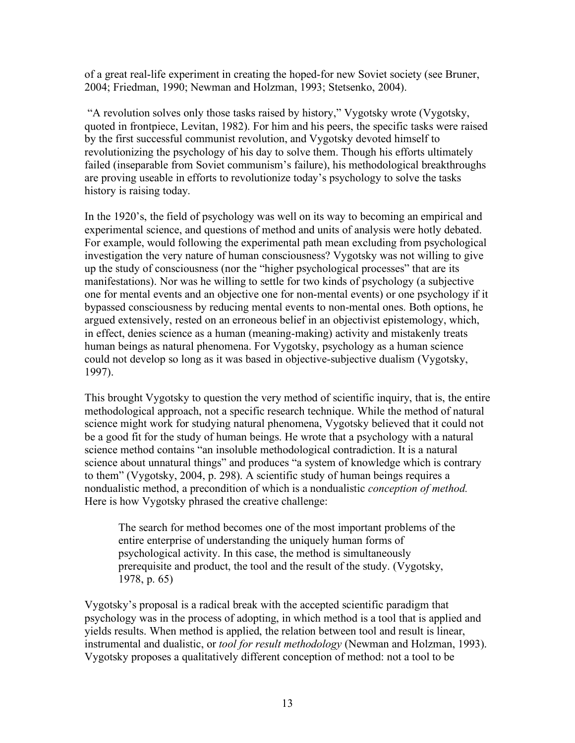of a great real-life experiment in creating the hoped-for new Soviet society (see Bruner, 2004; Friedman, 1990; Newman and Holzman, 1993; Stetsenko, 2004).

"A revolution solves only those tasks raised by history," Vygotsky wrote (Vygotsky, quoted in frontpiece, Levitan, 1982). For him and his peers, the specific tasks were raised by the first successful communist revolution, and Vygotsky devoted himself to revolutionizing the psychology of his day to solve them. Though his efforts ultimately failed (inseparable from Soviet communism's failure), his methodological breakthroughs are proving useable in efforts to revolutionize today's psychology to solve the tasks history is raising today.

In the 1920's, the field of psychology was well on its way to becoming an empirical and experimental science, and questions of method and units of analysis were hotly debated. For example, would following the experimental path mean excluding from psychological investigation the very nature of human consciousness? Vygotsky was not willing to give up the study of consciousness (nor the "higher psychological processes" that are its manifestations). Nor was he willing to settle for two kinds of psychology (a subjective one for mental events and an objective one for non-mental events) or one psychology if it bypassed consciousness by reducing mental events to non-mental ones. Both options, he argued extensively, rested on an erroneous belief in an objectivist epistemology, which, in effect, denies science as a human (meaning-making) activity and mistakenly treats human beings as natural phenomena. For Vygotsky, psychology as a human science could not develop so long as it was based in objective-subjective dualism (Vygotsky, 1997).

This brought Vygotsky to question the very method of scientific inquiry, that is, the entire methodological approach, not a specific research technique. While the method of natural science might work for studying natural phenomena, Vygotsky believed that it could not be a good fit for the study of human beings. He wrote that a psychology with a natural science method contains "an insoluble methodological contradiction. It is a natural science about unnatural things" and produces "a system of knowledge which is contrary to them" (Vygotsky, 2004, p. 298). A scientific study of human beings requires a nondualistic method, a precondition of which is a nondualistic *conception of method.* Here is how Vygotsky phrased the creative challenge:

> The search for method becomes one of the most important problems of the entire enterprise of understanding the uniquely human forms of psychological activity. In this case, the method is simultaneously prerequisite and product, the tool and the result of the study. (Vygotsky, 1978, p. 65)

Vygotsky's proposal is a radical break with the accepted scientific paradigm that psychology was in the process of adopting, in which method is a tool that is applied and yields results. When method is applied, the relation between tool and result is linear, instrumental and dualistic, or *tool for result methodology* (Newman and Holzman, 1993). Vygotsky proposes a qualitatively different conception of method: not a tool to be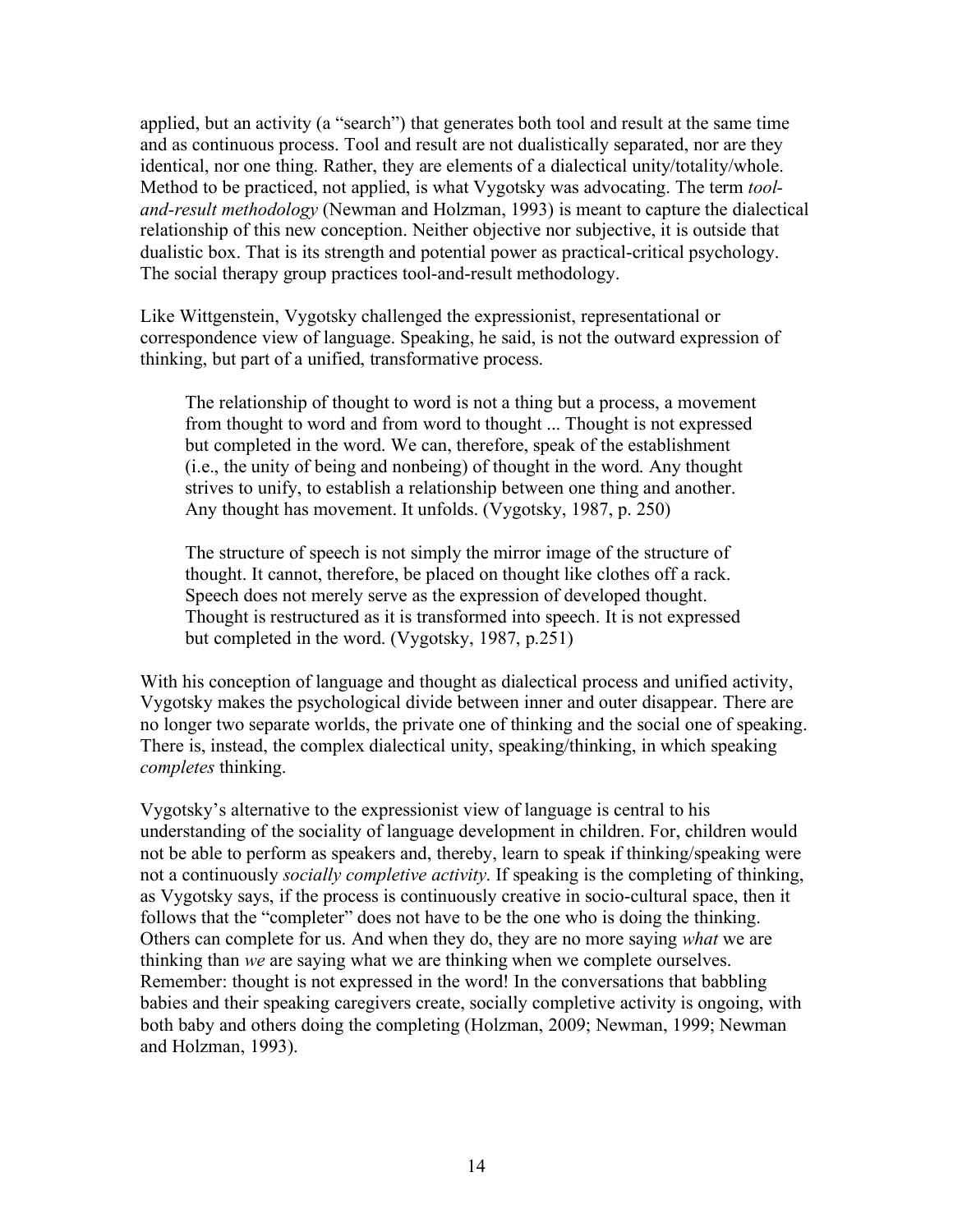applied, but an activity (a "search") that generates both tool and result at the same time and as continuous process. Tool and result are not dualistically separated, nor are they identical, nor one thing. Rather, they are elements of a dialectical unity/totality/whole. Method to be practiced, not applied, is what Vygotsky was advocating. The term *tool-and-result methodology* (Newman and Holzman, 1993) is meant to capture the dialectical relationship of this new conception. Neither objective nor subjective, it is outside that dualistic box. That is its strength and potential power as practical-critical psychology. The social therapy group practices tool-and-result methodology.

Like Wittgenstein, Vygotsky challenged the expressionist, representational or correspondence view of language. Speaking, he said, is not the outward expression of thinking, but part of a unified, transformative process.

> The relationship of thought to word is not a thing but a process, a movement from thought to word and from word to thought ... Thought is not expressed but completed in the word. We can, therefore, speak of the establishment (i.e., the unity of being and nonbeing) of thought in the word. Any thought strives to unify, to establish a relationship between one thing and another. Any thought has movement. It unfolds. (Vygotsky, 1987, p. 250)
>
> The structure of speech is not simply the mirror image of the structure of thought. It cannot, therefore, be placed on thought like clothes off a rack. Speech does not merely serve as the expression of developed thought. Thought is restructured as it is transformed into speech. It is not expressed but completed in the word. (Vygotsky, 1987, p.251)

With his conception of language and thought as dialectical process and unified activity, Vygotsky makes the psychological divide between inner and outer disappear. There are no longer two separate worlds, the private one of thinking and the social one of speaking. There is, instead, the complex dialectical unity, speaking/thinking, in which speaking *completes* thinking.

Vygotsky's alternative to the expressionist view of language is central to his understanding of the sociality of language development in children. For, children would not be able to perform as speakers and, thereby, learn to speak if thinking/speaking were not a continuously *socially completive activity*. If speaking is the completing of thinking, as Vygotsky says, if the process is continuously creative in socio-cultural space, then it follows that the "completer" does not have to be the one who is doing the thinking. Others can complete for us. And when they do, they are no more saying *what* we are thinking than *we* are saying what we are thinking when we complete ourselves. Remember: thought is not expressed in the word! In the conversations that babbling babies and their speaking caregivers create, socially completive activity is ongoing, with both baby and others doing the completing (Holzman, 2009; Newman, 1999; Newman and Holzman, 1993).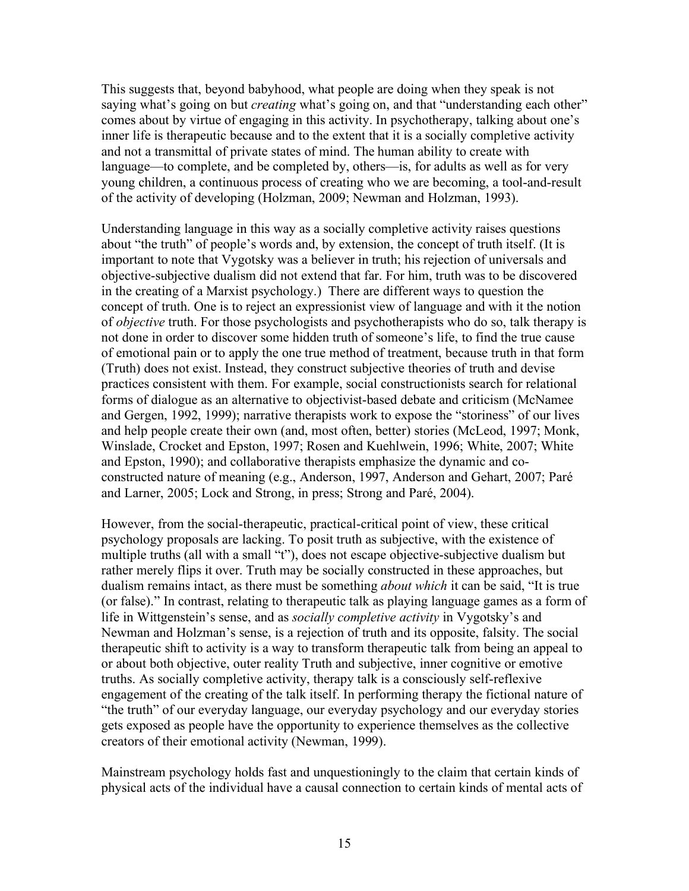This suggests that, beyond babyhood, what people are doing when they speak is not saying what's going on but *creating* what's going on, and that "understanding each other" comes about by virtue of engaging in this activity. In psychotherapy, talking about one's inner life is therapeutic because and to the extent that it is a socially completive activity and not a transmittal of private states of mind. The human ability to create with language—to complete, and be completed by, others—is, for adults as well as for very young children, a continuous process of creating who we are becoming, a tool-and-result of the activity of developing (Holzman, 2009; Newman and Holzman, 1993).

Understanding language in this way as a socially completive activity raises questions about "the truth" of people's words and, by extension, the concept of truth itself. (It is important to note that Vygotsky was a believer in truth; his rejection of universals and objective-subjective dualism did not extend that far. For him, truth was to be discovered in the creating of a Marxist psychology.) There are different ways to question the concept of truth. One is to reject an expressionist view of language and with it the notion of *objective* truth. For those psychologists and psychotherapists who do so, talk therapy is not done in order to discover some hidden truth of someone's life, to find the true cause of emotional pain or to apply the one true method of treatment, because truth in that form (Truth) does not exist. Instead, they construct subjective theories of truth and devise practices consistent with them. For example, social constructionists search for relational forms of dialogue as an alternative to objectivist-based debate and criticism (McNamee and Gergen, 1992, 1999); narrative therapists work to expose the "storiness" of our lives and help people create their own (and, most often, better) stories (McLeod, 1997; Monk, Winslade, Crocket and Epston, 1997; Rosen and Kuehlwein, 1996; White, 2007; White and Epston, 1990); and collaborative therapists emphasize the dynamic and co-constructed nature of meaning (e.g., Anderson, 1997, Anderson and Gehart, 2007; Paré and Larner, 2005; Lock and Strong, in press; Strong and Paré, 2004).

However, from the social-therapeutic, practical-critical point of view, these critical psychology proposals are lacking. To posit truth as subjective, with the existence of multiple truths (all with a small "t"), does not escape objective-subjective dualism but rather merely flips it over. Truth may be socially constructed in these approaches, but dualism remains intact, as there must be something *about which* it can be said, "It is true (or false)." In contrast, relating to therapeutic talk as playing language games as a form of life in Wittgenstein's sense, and as *socially completive activity* in Vygotsky's and Newman and Holzman's sense, is a rejection of truth and its opposite, falsity. The social therapeutic shift to activity is a way to transform therapeutic talk from being an appeal to or about both objective, outer reality Truth and subjective, inner cognitive or emotive truths. As socially completive activity, therapy talk is a consciously self-reflexive engagement of the creating of the talk itself. In performing therapy the fictional nature of "the truth" of our everyday language, our everyday psychology and our everyday stories gets exposed as people have the opportunity to experience themselves as the collective creators of their emotional activity (Newman, 1999).

Mainstream psychology holds fast and unquestioningly to the claim that certain kinds of physical acts of the individual have a causal connection to certain kinds of mental acts of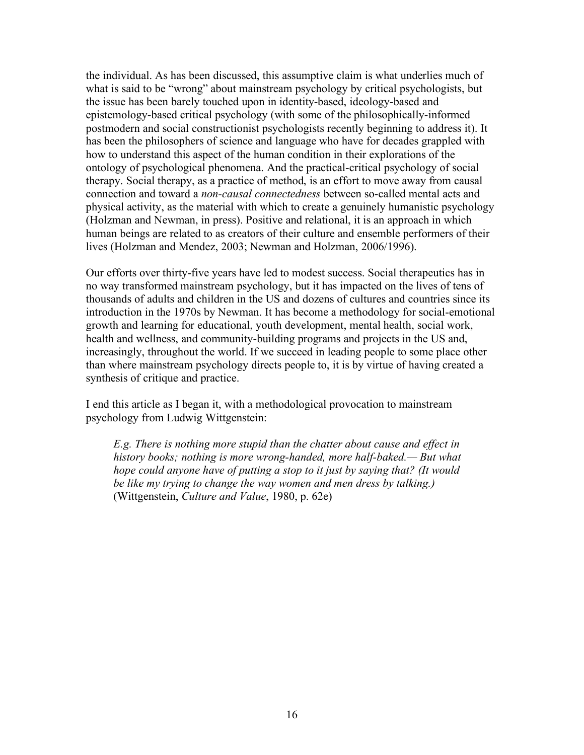the individual. As has been discussed, this assumptive claim is what underlies much of what is said to be "wrong" about mainstream psychology by critical psychologists, but the issue has been barely touched upon in identity-based, ideology-based and epistemology-based critical psychology (with some of the philosophically-informed postmodern and social constructionist psychologists recently beginning to address it). It has been the philosophers of science and language who have for decades grappled with how to understand this aspect of the human condition in their explorations of the ontology of psychological phenomena. And the practical-critical psychology of social therapy. Social therapy, as a practice of method, is an effort to move away from causal connection and toward a *non-causal connectedness* between so-called mental acts and physical activity, as the material with which to create a genuinely humanistic psychology (Holzman and Newman, in press). Positive and relational, it is an approach in which human beings are related to as creators of their culture and ensemble performers of their lives (Holzman and Mendez, 2003; Newman and Holzman, 2006/1996).

Our efforts over thirty-five years have led to modest success. Social therapeutics has in no way transformed mainstream psychology, but it has impacted on the lives of tens of thousands of adults and children in the US and dozens of cultures and countries since its introduction in the 1970s by Newman. It has become a methodology for social-emotional growth and learning for educational, youth development, mental health, social work, health and wellness, and community-building programs and projects in the US and, increasingly, throughout the world. If we succeed in leading people to some place other than where mainstream psychology directs people to, it is by virtue of having created a synthesis of critique and practice.

I end this article as I began it, with a methodological provocation to mainstream psychology from Ludwig Wittgenstein:

> *E.g. There is nothing more stupid than the chatter about cause and effect in history books; nothing is more wrong-handed, more half-baked.— But what hope could anyone have of putting a stop to it just by saying that? (It would be like my trying to change the way women and men dress by talking.)* (Wittgenstein, *Culture and Value*, 1980, p. 62e)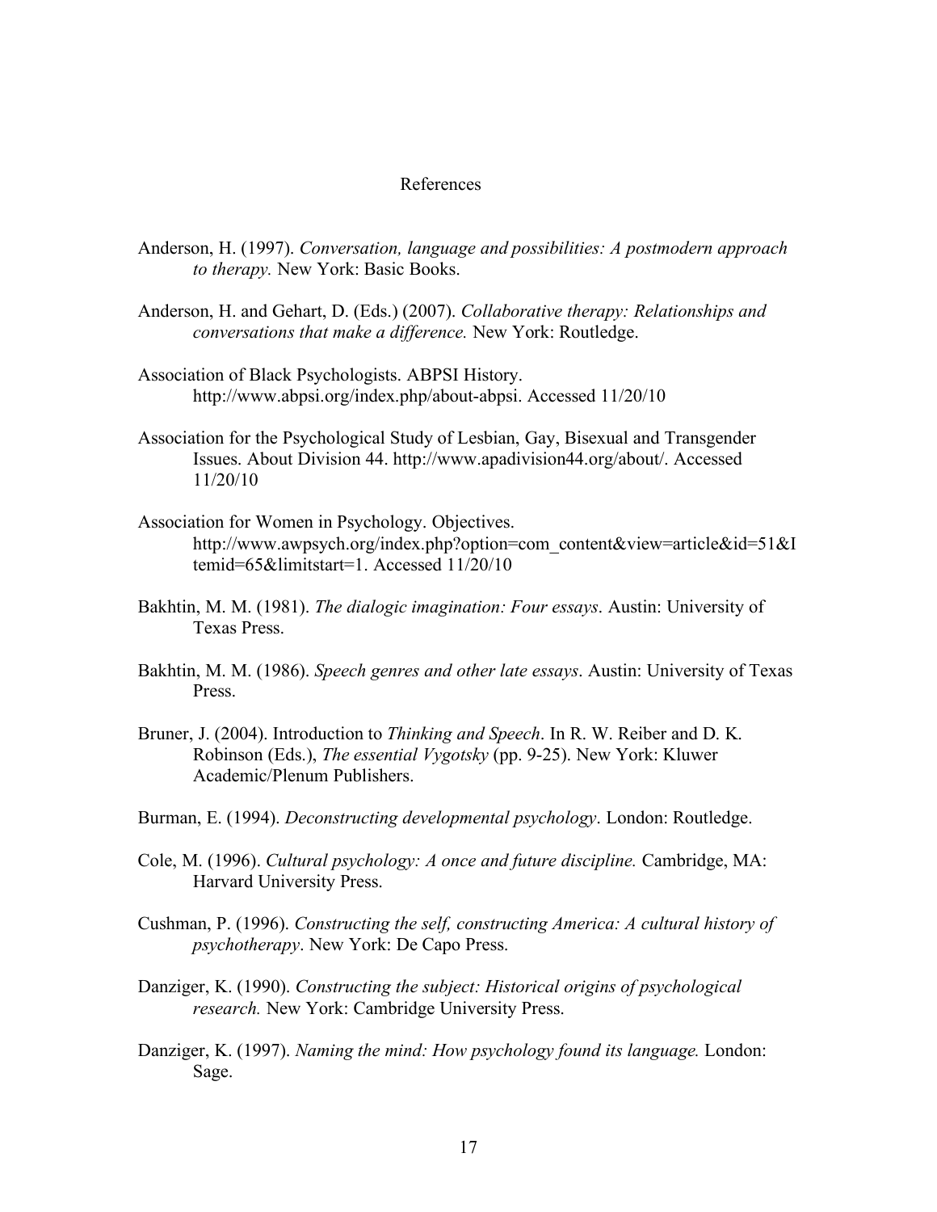# References

Anderson, H. (1997). *Conversation, language and possibilities: A postmodern approach to therapy.* New York: Basic Books.

Anderson, H. and Gehart, D. (Eds.) (2007). *Collaborative therapy: Relationships and conversations that make a difference.* New York: Routledge.

Association of Black Psychologists. ABPSI History. http://www.abpsi.org/index.php/about-abpsi. Accessed 11/20/10

Association for the Psychological Study of Lesbian, Gay, Bisexual and Transgender Issues. About Division 44. http://www.apadivision44.org/about/. Accessed 11/20/10

Association for Women in Psychology. Objectives. http://www.awpsych.org/index.php?option=com_content&view=article&id=51&Itemid=65&limitstart=1. Accessed 11/20/10

Bakhtin, M. M. (1981). *The dialogic imagination: Four essays*. Austin: University of Texas Press.

Bakhtin, M. M. (1986). *Speech genres and other late essays*. Austin: University of Texas Press.

Bruner, J. (2004). Introduction to *Thinking and Speech*. In R. W. Reiber and D. K. Robinson (Eds.), *The essential Vygotsky* (pp. 9-25). New York: Kluwer Academic/Plenum Publishers.

Burman, E. (1994). *Deconstructing developmental psychology*. London: Routledge.

Cole, M. (1996). *Cultural psychology: A once and future discipline.* Cambridge, MA: Harvard University Press.

Cushman, P. (1996). *Constructing the self, constructing America: A cultural history of psychotherapy*. New York: De Capo Press.

Danziger, K. (1990). *Constructing the subject: Historical origins of psychological research.* New York: Cambridge University Press.

Danziger, K. (1997). *Naming the mind: How psychology found its language.* London: Sage.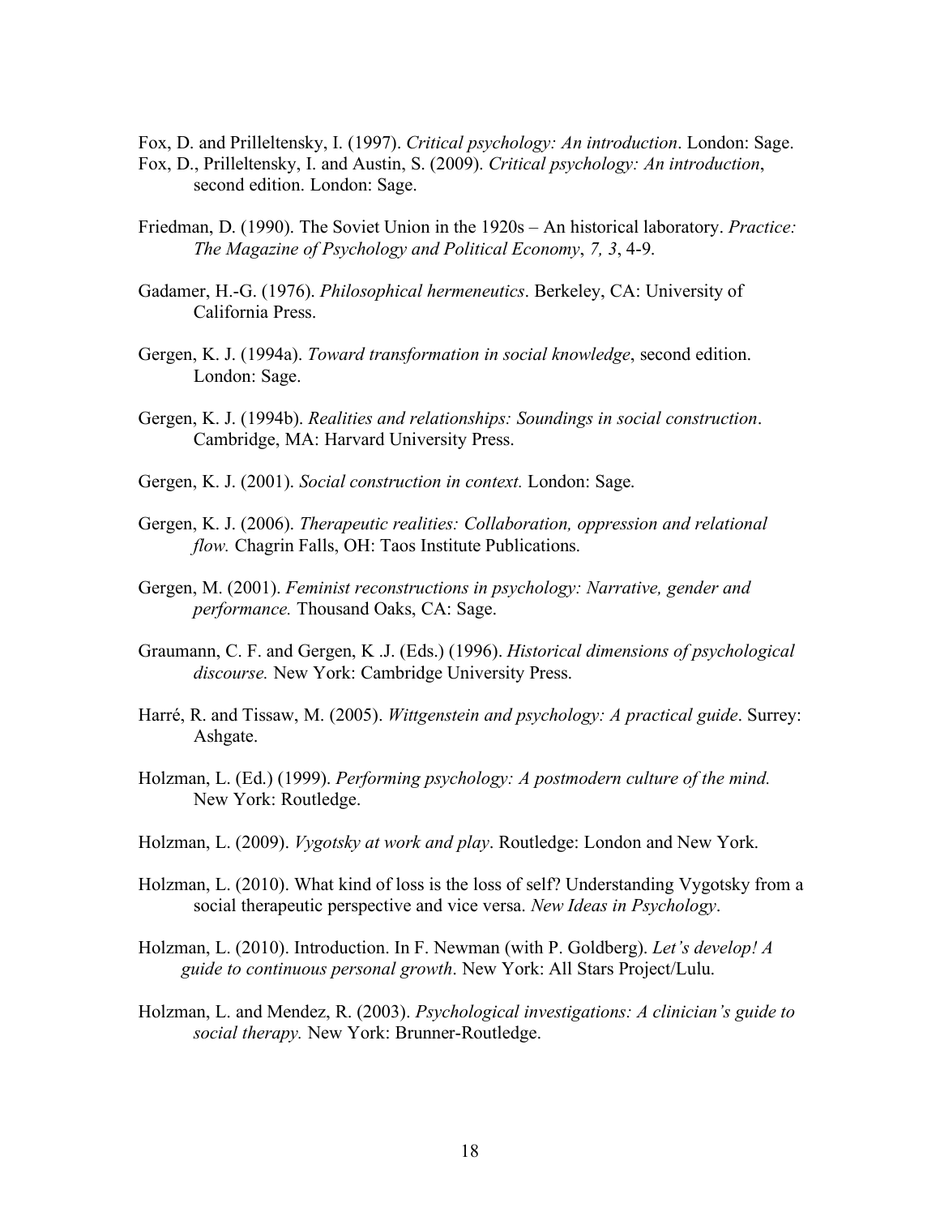Fox, D. and Prilleltensky, I. (1997). *Critical psychology: An introduction*. London: Sage.

Fox, D., Prilleltensky, I. and Austin, S. (2009). *Critical psychology: An introduction*, second edition. London: Sage.

Friedman, D. (1990). The Soviet Union in the 1920s – An historical laboratory. *Practice: The Magazine of Psychology and Political Economy*, *7, 3*, 4-9.

Gadamer, H.-G. (1976). *Philosophical hermeneutics*. Berkeley, CA: University of California Press.

Gergen, K. J. (1994a). *Toward transformation in social knowledge*, second edition. London: Sage.

Gergen, K. J. (1994b). *Realities and relationships: Soundings in social construction*. Cambridge, MA: Harvard University Press.

Gergen, K. J. (2001). *Social construction in context.* London: Sage.

Gergen, K. J. (2006). *Therapeutic realities: Collaboration, oppression and relational flow.* Chagrin Falls, OH: Taos Institute Publications.

Gergen, M. (2001). *Feminist reconstructions in psychology: Narrative, gender and performance.* Thousand Oaks, CA: Sage.

Graumann, C. F. and Gergen, K .J. (Eds.) (1996). *Historical dimensions of psychological discourse.* New York: Cambridge University Press.

Harré, R. and Tissaw, M. (2005). *Wittgenstein and psychology: A practical guide*. Surrey: Ashgate.

Holzman, L. (Ed.) (1999). *Performing psychology: A postmodern culture of the mind.* New York: Routledge.

Holzman, L. (2009). *Vygotsky at work and play*. Routledge: London and New York.

Holzman, L. (2010). What kind of loss is the loss of self? Understanding Vygotsky from a social therapeutic perspective and vice versa. *New Ideas in Psychology*.

Holzman, L. (2010). Introduction. In F. Newman (with P. Goldberg). *Let's develop! A guide to continuous personal growth*. New York: All Stars Project/Lulu.

Holzman, L. and Mendez, R. (2003). *Psychological investigations: A clinician's guide to social therapy.* New York: Brunner-Routledge.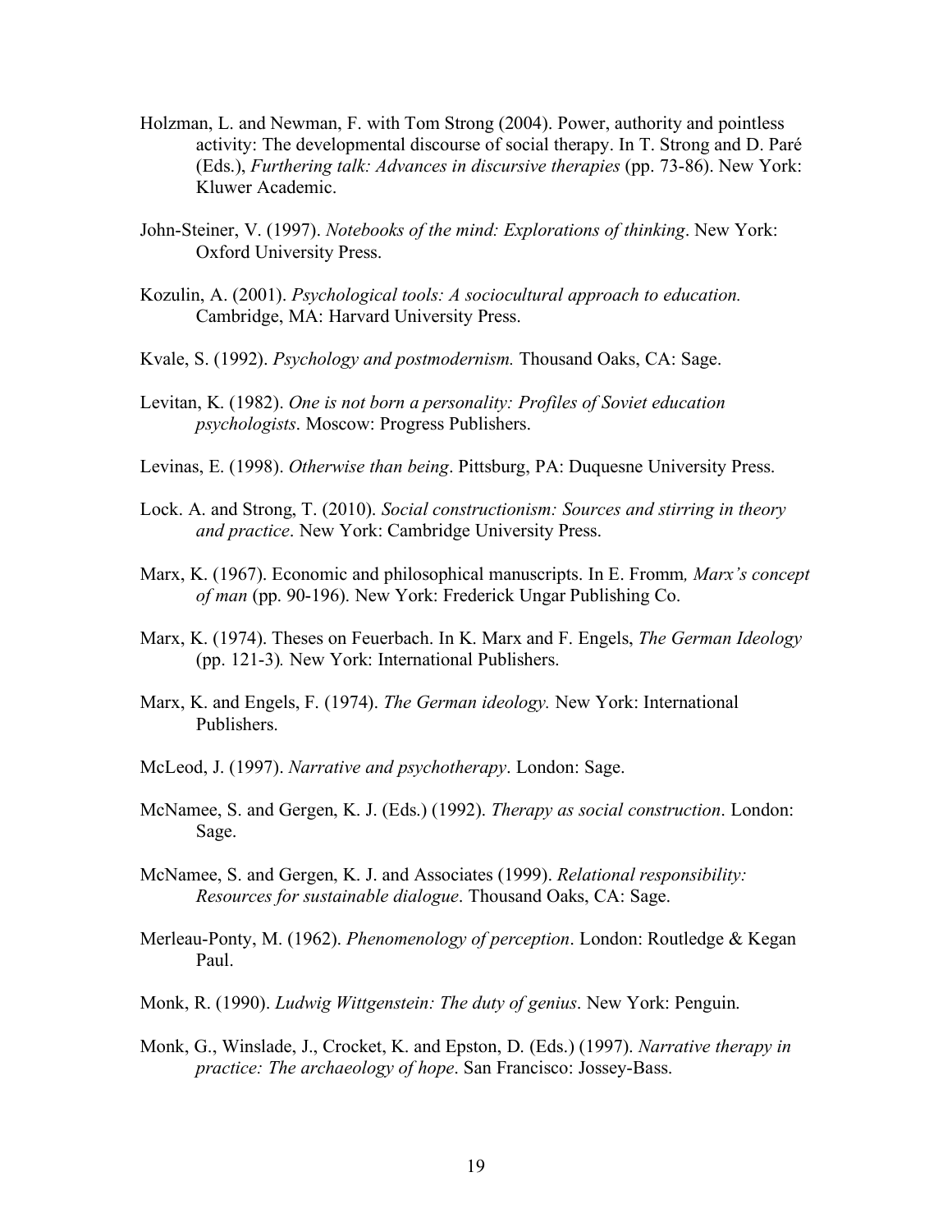Holzman, L. and Newman, F. with Tom Strong (2004). Power, authority and pointless activity: The developmental discourse of social therapy. In T. Strong and D. Paré (Eds.), *Furthering talk: Advances in discursive therapies* (pp. 73-86). New York: Kluwer Academic.

John-Steiner, V. (1997). *Notebooks of the mind: Explorations of thinking*. New York: Oxford University Press.

Kozulin, A. (2001). *Psychological tools: A sociocultural approach to education.* Cambridge, MA: Harvard University Press.

Kvale, S. (1992). *Psychology and postmodernism.* Thousand Oaks, CA: Sage.

Levitan, K. (1982). *One is not born a personality: Profiles of Soviet education psychologists*. Moscow: Progress Publishers.

Levinas, E. (1998). *Otherwise than being*. Pittsburg, PA: Duquesne University Press.

Lock. A. and Strong, T. (2010). *Social constructionism: Sources and stirring in theory and practice*. New York: Cambridge University Press.

Marx, K. (1967). Economic and philosophical manuscripts. In E. Fromm*, Marx's concept of man* (pp. 90-196). New York: Frederick Ungar Publishing Co.

Marx, K. (1974). Theses on Feuerbach. In K. Marx and F. Engels, *The German Ideology* (pp. 121-3)*.* New York: International Publishers.

Marx, K. and Engels, F. (1974). *The German ideology.* New York: International Publishers.

McLeod, J. (1997). *Narrative and psychotherapy*. London: Sage.

McNamee, S. and Gergen, K. J. (Eds.) (1992). *Therapy as social construction*. London: Sage.

McNamee, S. and Gergen, K. J. and Associates (1999). *Relational responsibility: Resources for sustainable dialogue*. Thousand Oaks, CA: Sage.

Merleau-Ponty, M. (1962). *Phenomenology of perception*. London: Routledge & Kegan Paul.

Monk, R. (1990). *Ludwig Wittgenstein: The duty of genius*. New York: Penguin.

Monk, G., Winslade, J., Crocket, K. and Epston, D. (Eds.) (1997). *Narrative therapy in practice: The archaeology of hope*. San Francisco: Jossey-Bass.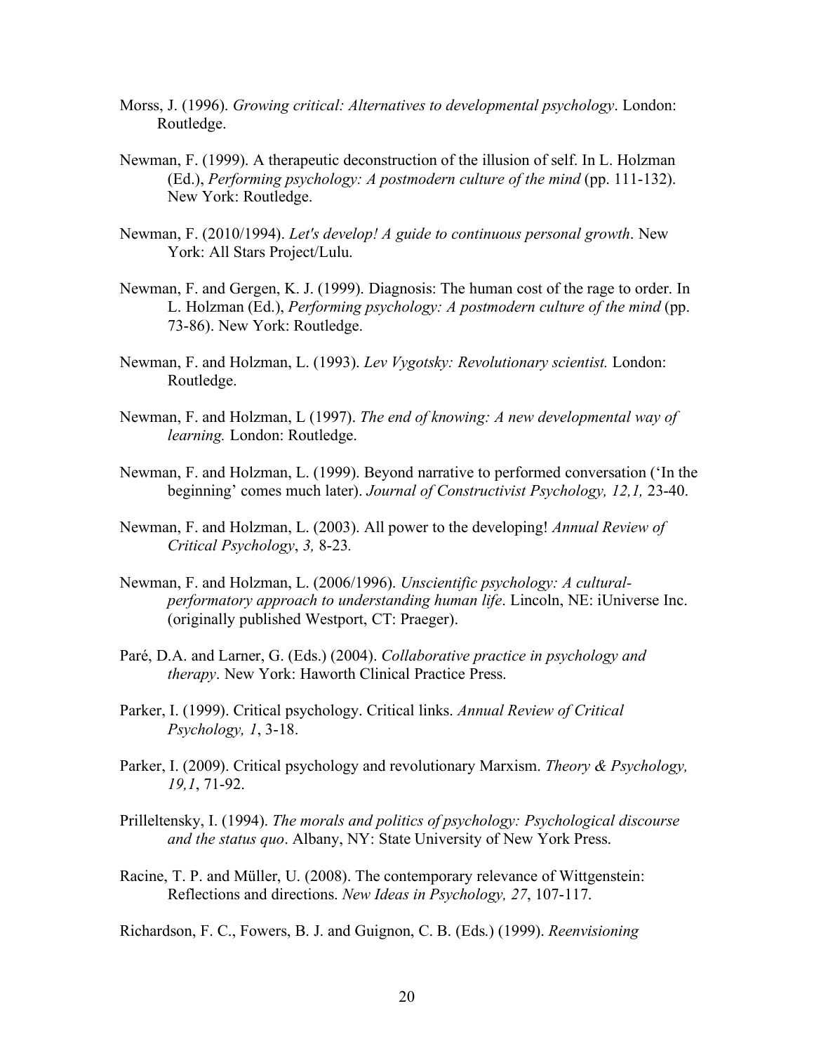Morss, J. (1996). *Growing critical: Alternatives to developmental psychology*. London: Routledge.

Newman, F. (1999). A therapeutic deconstruction of the illusion of self. In L. Holzman (Ed.), *Performing psychology: A postmodern culture of the mind* (pp. 111-132). New York: Routledge.

Newman, F. (2010/1994). *Let's develop! A guide to continuous personal growth*. New York: All Stars Project/Lulu.

Newman, F. and Gergen, K. J. (1999). Diagnosis: The human cost of the rage to order. In L. Holzman (Ed.), *Performing psychology: A postmodern culture of the mind* (pp. 73-86). New York: Routledge.

Newman, F. and Holzman, L. (1993). *Lev Vygotsky: Revolutionary scientist.* London: Routledge.

Newman, F. and Holzman, L (1997). *The end of knowing: A new developmental way of learning.* London: Routledge.

Newman, F. and Holzman, L. (1999). Beyond narrative to performed conversation ('In the beginning' comes much later). *Journal of Constructivist Psychology, 12,1,* 23-40.

Newman, F. and Holzman, L. (2003). All power to the developing! *Annual Review of Critical Psychology*, *3,* 8-23*.*

Newman, F. and Holzman, L. (2006/1996). *Unscientific psychology: A cultural-performatory approach to understanding human life*. Lincoln, NE: iUniverse Inc. (originally published Westport, CT: Praeger).

Paré, D.A. and Larner, G. (Eds.) (2004). *Collaborative practice in psychology and therapy*. New York: Haworth Clinical Practice Press.

Parker, I. (1999). Critical psychology. Critical links. *Annual Review of Critical Psychology, 1*, 3-18.

Parker, I. (2009). Critical psychology and revolutionary Marxism. *Theory & Psychology, 19,1*, 71-92.

Prilleltensky, I. (1994). *The morals and politics of psychology: Psychological discourse and the status quo*. Albany, NY: State University of New York Press.

Racine, T. P. and Müller, U. (2008). The contemporary relevance of Wittgenstein: Reflections and directions. *New Ideas in Psychology, 27*, 107-117.

Richardson, F. C., Fowers, B. J. and Guignon, C. B. (Eds.) (1999). *Reenvisioning*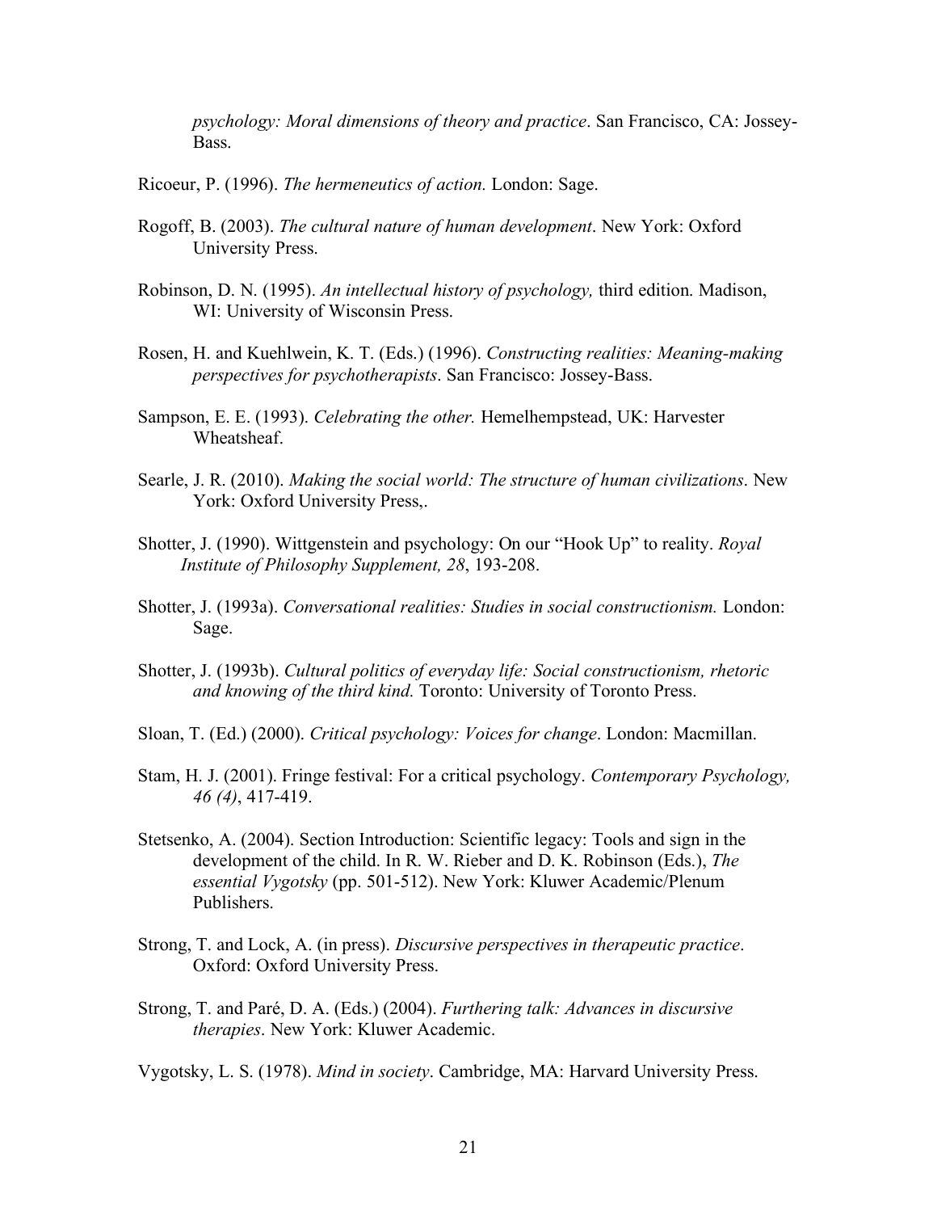*psychology: Moral dimensions of theory and practice*. San Francisco, CA: Jossey-Bass.

Ricoeur, P. (1996). *The hermeneutics of action.* London: Sage.

Rogoff, B. (2003). *The cultural nature of human development*. New York: Oxford University Press.

Robinson, D. N. (1995). *An intellectual history of psychology,* third edition. Madison, WI: University of Wisconsin Press.

Rosen, H. and Kuehlwein, K. T. (Eds.) (1996). *Constructing realities: Meaning-making perspectives for psychotherapists*. San Francisco: Jossey-Bass.

Sampson, E. E. (1993). *Celebrating the other.* Hemelhempstead, UK: Harvester Wheatsheaf.

Searle, J. R. (2010). *Making the social world: The structure of human civilizations*. New York: Oxford University Press,.

Shotter, J. (1990). Wittgenstein and psychology: On our "Hook Up" to reality. *Royal Institute of Philosophy Supplement, 28*, 193-208.

Shotter, J. (1993a). *Conversational realities: Studies in social constructionism.* London: Sage.

Shotter, J. (1993b). *Cultural politics of everyday life: Social constructionism, rhetoric and knowing of the third kind.* Toronto: University of Toronto Press.

Sloan, T. (Ed.) (2000). *Critical psychology: Voices for change*. London: Macmillan.

Stam, H. J. (2001). Fringe festival: For a critical psychology. *Contemporary Psychology, 46 (4)*, 417-419.

Stetsenko, A. (2004). Section Introduction: Scientific legacy: Tools and sign in the development of the child. In R. W. Rieber and D. K. Robinson (Eds.), *The essential Vygotsky* (pp. 501-512). New York: Kluwer Academic/Plenum Publishers.

Strong, T. and Lock, A. (in press). *Discursive perspectives in therapeutic practice*. Oxford: Oxford University Press.

Strong, T. and Paré, D. A. (Eds.) (2004). *Furthering talk: Advances in discursive therapies*. New York: Kluwer Academic.

Vygotsky, L. S. (1978). *Mind in society*. Cambridge, MA: Harvard University Press.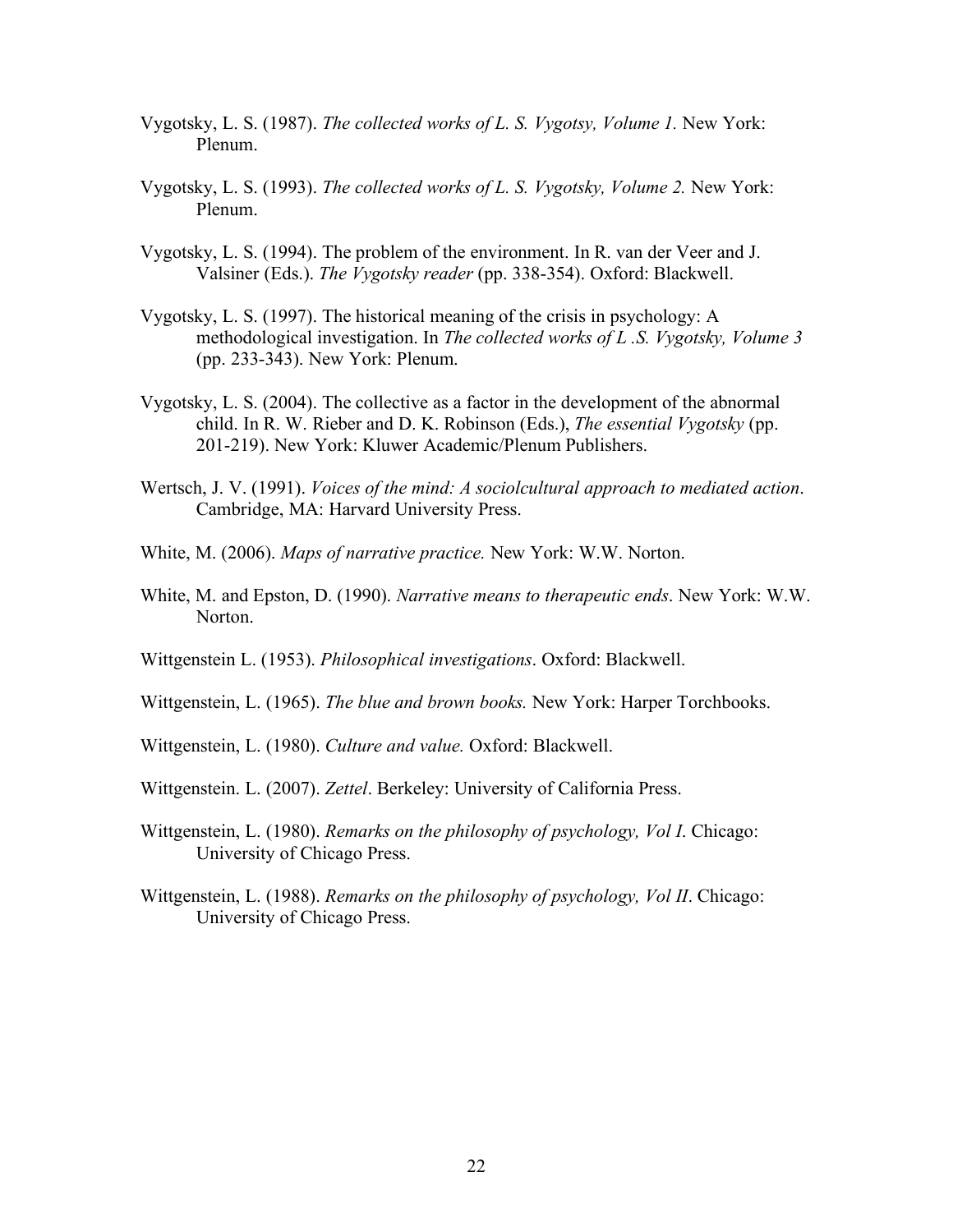Vygotsky, L. S. (1987). *The collected works of L. S. Vygotsy, Volume 1.* New York: Plenum.

Vygotsky, L. S. (1993). *The collected works of L. S. Vygotsky, Volume 2.* New York: Plenum.

Vygotsky, L. S. (1994). The problem of the environment. In R. van der Veer and J. Valsiner (Eds.). *The Vygotsky reader* (pp. 338-354). Oxford: Blackwell.

Vygotsky, L. S. (1997). The historical meaning of the crisis in psychology: A methodological investigation. In *The collected works of L .S. Vygotsky, Volume 3* (pp. 233-343). New York: Plenum.

Vygotsky, L. S. (2004). The collective as a factor in the development of the abnormal child. In R. W. Rieber and D. K. Robinson (Eds.), *The essential Vygotsky* (pp. 201-219). New York: Kluwer Academic/Plenum Publishers.

Wertsch, J. V. (1991). *Voices of the mind: A sociolcultural approach to mediated action*. Cambridge, MA: Harvard University Press.

White, M. (2006). *Maps of narrative practice.* New York: W.W. Norton.

White, M. and Epston, D. (1990). *Narrative means to therapeutic ends*. New York: W.W. Norton.

Wittgenstein L. (1953). *Philosophical investigations*. Oxford: Blackwell.

Wittgenstein, L. (1965). *The blue and brown books.* New York: Harper Torchbooks.

Wittgenstein, L. (1980). *Culture and value.* Oxford: Blackwell.

Wittgenstein. L. (2007). *Zettel*. Berkeley: University of California Press.

Wittgenstein, L. (1980). *Remarks on the philosophy of psychology, Vol I*. Chicago: University of Chicago Press.

Wittgenstein, L. (1988). *Remarks on the philosophy of psychology, Vol II*. Chicago: University of Chicago Press.